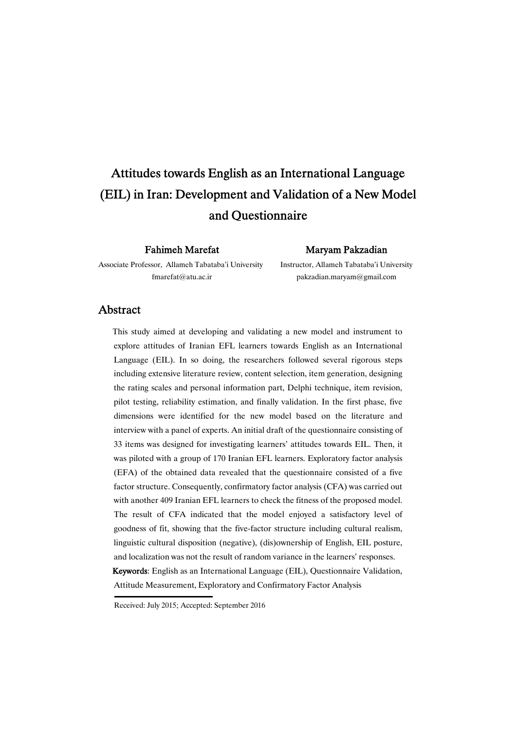# Attitudes towards English as an International Language (EIL) in Iran: Development and Validation of a New Model and Questionnaire

**Fahimeh Marefat**
Associate Professor, Allameh Tabataba'i University
fmarefat@atu.ac.ir

**Maryam Pakzadian**
Instructor, Allameh Tabataba'i University
pakzadian.maryam@gmail.com

## Abstract

This study aimed at developing and validating a new model and instrument to explore attitudes of Iranian EFL learners towards English as an International Language (EIL). In so doing, the researchers followed several rigorous steps including extensive literature review, content selection, item generation, designing the rating scales and personal information part, Delphi technique, item revision, pilot testing, reliability estimation, and finally validation. In the first phase, five dimensions were identified for the new model based on the literature and interview with a panel of experts. An initial draft of the questionnaire consisting of 33 items was designed for investigating learners' attitudes towards EIL. Then, it was piloted with a group of 170 Iranian EFL learners. Exploratory factor analysis (EFA) of the obtained data revealed that the questionnaire consisted of a five factor structure. Consequently, confirmatory factor analysis (CFA) was carried out with another 409 Iranian EFL learners to check the fitness of the proposed model. The result of CFA indicated that the model enjoyed a satisfactory level of goodness of fit, showing that the five-factor structure including cultural realism, linguistic cultural disposition (negative), (dis)ownership of English, EIL posture, and localization was not the result of random variance in the learners' responses.

**Keywords**: English as an International Language (EIL), Questionnaire Validation, Attitude Measurement, Exploratory and Confirmatory Factor Analysis

Received: July 2015; Accepted: September 2016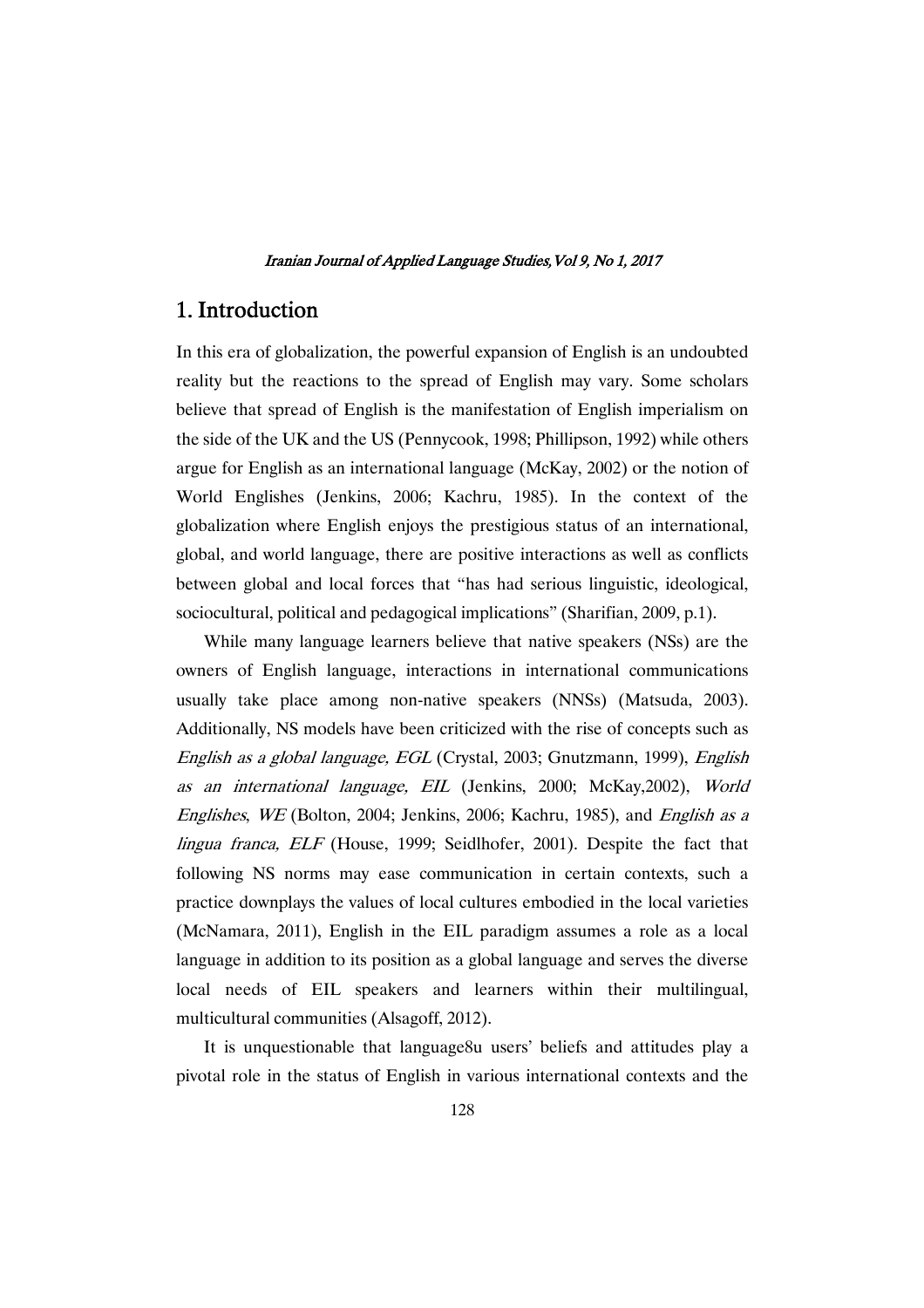## 1. Introduction

In this era of globalization, the powerful expansion of English is an undoubted reality but the reactions to the spread of English may vary. Some scholars believe that spread of English is the manifestation of English imperialism on the side of the UK and the US (Pennycook, 1998; Phillipson, 1992) while others argue for English as an international language (McKay, 2002) or the notion of World Englishes (Jenkins, 2006; Kachru, 1985). In the context of the globalization where English enjoys the prestigious status of an international, global, and world language, there are positive interactions as well as conflicts between global and local forces that "has had serious linguistic, ideological, sociocultural, political and pedagogical implications" (Sharifian, 2009, p.1).

While many language learners believe that native speakers (NSs) are the owners of English language, interactions in international communications usually take place among non-native speakers (NNSs) (Matsuda, 2003). Additionally, NS models have been criticized with the rise of concepts such as *English as a global language, EGL* (Crystal, 2003; Gnutzmann, 1999), *English as an international language, EIL* (Jenkins, 2000; McKay,2002), *World Englishes*, *WE* (Bolton, 2004; Jenkins, 2006; Kachru, 1985), and *English as a lingua franca, ELF* (House, 1999; Seidlhofer, 2001). Despite the fact that following NS norms may ease communication in certain contexts, such a practice downplays the values of local cultures embodied in the local varieties (McNamara, 2011), English in the EIL paradigm assumes a role as a local language in addition to its position as a global language and serves the diverse local needs of EIL speakers and learners within their multilingual, multicultural communities (Alsagoff, 2012).

It is unquestionable that language8u users' beliefs and attitudes play a pivotal role in the status of English in various international contexts and the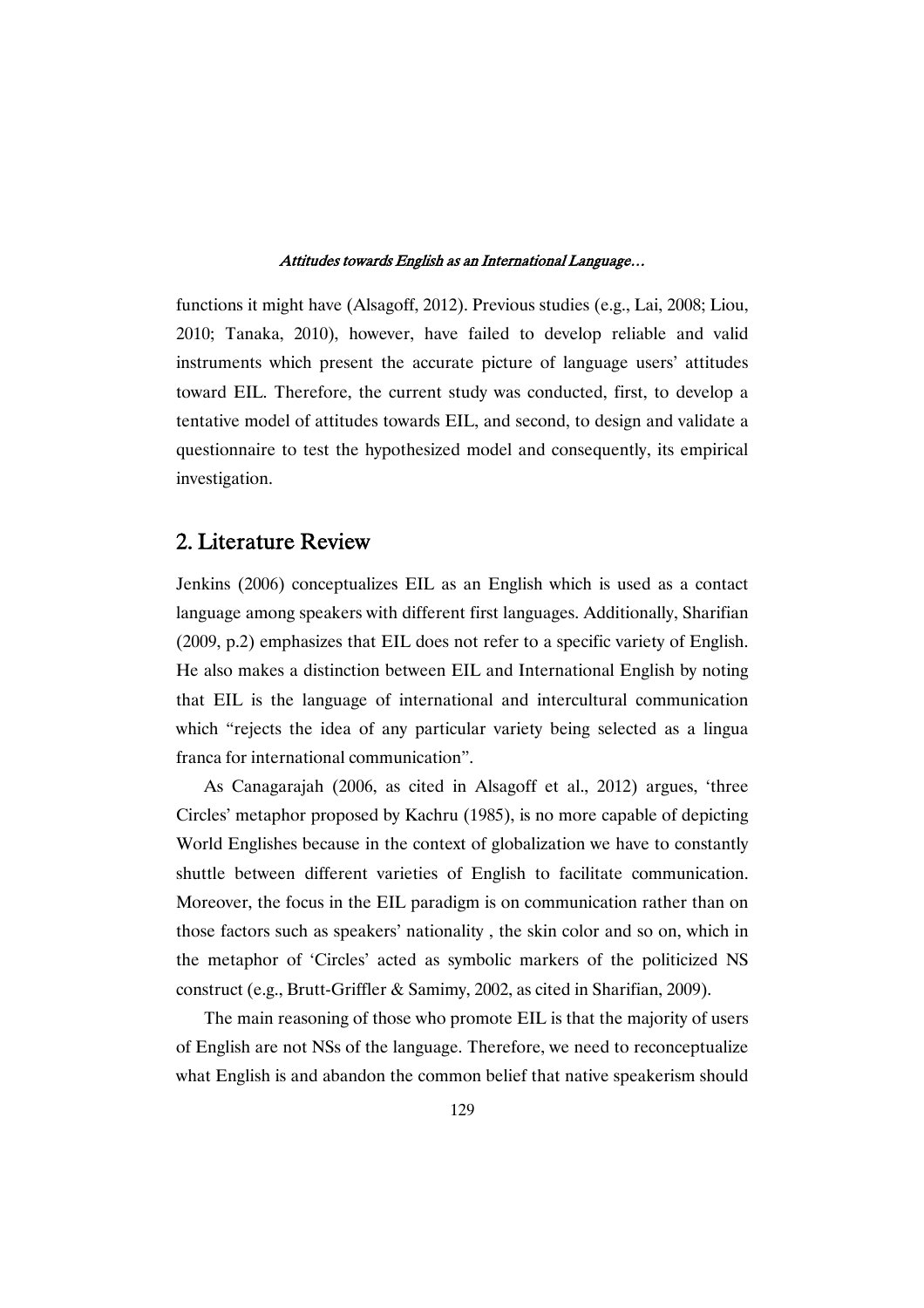functions it might have (Alsagoff, 2012). Previous studies (e.g., Lai, 2008; Liou, 2010; Tanaka, 2010), however, have failed to develop reliable and valid instruments which present the accurate picture of language users' attitudes toward EIL. Therefore, the current study was conducted, first, to develop a tentative model of attitudes towards EIL, and second, to design and validate a questionnaire to test the hypothesized model and consequently, its empirical investigation.

## 2. Literature Review

Jenkins (2006) conceptualizes EIL as an English which is used as a contact language among speakers with different first languages. Additionally, Sharifian (2009, p.2) emphasizes that EIL does not refer to a specific variety of English. He also makes a distinction between EIL and International English by noting that EIL is the language of international and intercultural communication which "rejects the idea of any particular variety being selected as a lingua franca for international communication".

As Canagarajah (2006, as cited in Alsagoff et al., 2012) argues, 'three Circles' metaphor proposed by Kachru (1985), is no more capable of depicting World Englishes because in the context of globalization we have to constantly shuttle between different varieties of English to facilitate communication. Moreover, the focus in the EIL paradigm is on communication rather than on those factors such as speakers' nationality , the skin color and so on, which in the metaphor of 'Circles' acted as symbolic markers of the politicized NS construct (e.g., Brutt-Griffler & Samimy, 2002, as cited in Sharifian, 2009).

The main reasoning of those who promote EIL is that the majority of users of English are not NSs of the language. Therefore, we need to reconceptualize what English is and abandon the common belief that native speakerism should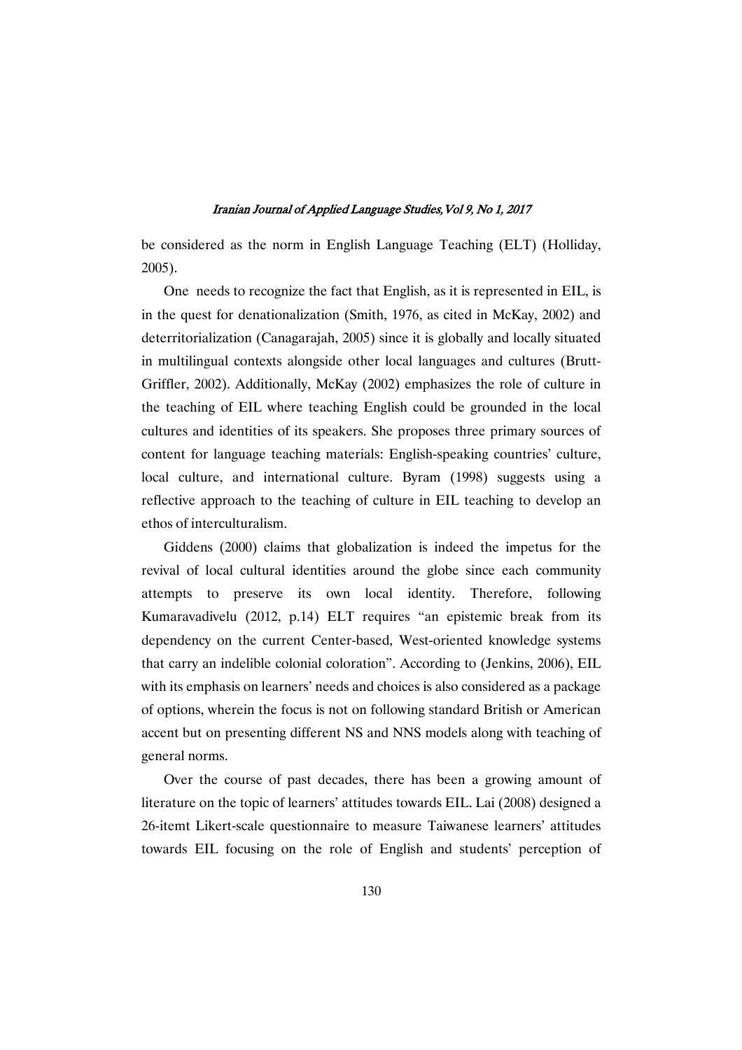be considered as the norm in English Language Teaching (ELT) (Holliday, 2005).

One needs to recognize the fact that English, as it is represented in EIL, is in the quest for denationalization (Smith, 1976, as cited in McKay, 2002) and deterritorialization (Canagarajah, 2005) since it is globally and locally situated in multilingual contexts alongside other local languages and cultures (Brutt-Griffler, 2002). Additionally, McKay (2002) emphasizes the role of culture in the teaching of EIL where teaching English could be grounded in the local cultures and identities of its speakers. She proposes three primary sources of content for language teaching materials: English-speaking countries' culture, local culture, and international culture. Byram (1998) suggests using a reflective approach to the teaching of culture in EIL teaching to develop an ethos of interculturalism.

Giddens (2000) claims that globalization is indeed the impetus for the revival of local cultural identities around the globe since each community attempts to preserve its own local identity. Therefore, following Kumaravadivelu (2012, p.14) ELT requires "an epistemic break from its dependency on the current Center-based, West-oriented knowledge systems that carry an indelible colonial coloration". According to (Jenkins, 2006), EIL with its emphasis on learners' needs and choices is also considered as a package of options, wherein the focus is not on following standard British or American accent but on presenting different NS and NNS models along with teaching of general norms.

Over the course of past decades, there has been a growing amount of literature on the topic of learners' attitudes towards EIL. Lai (2008) designed a 26-itemt Likert-scale questionnaire to measure Taiwanese learners' attitudes towards EIL focusing on the role of English and students' perception of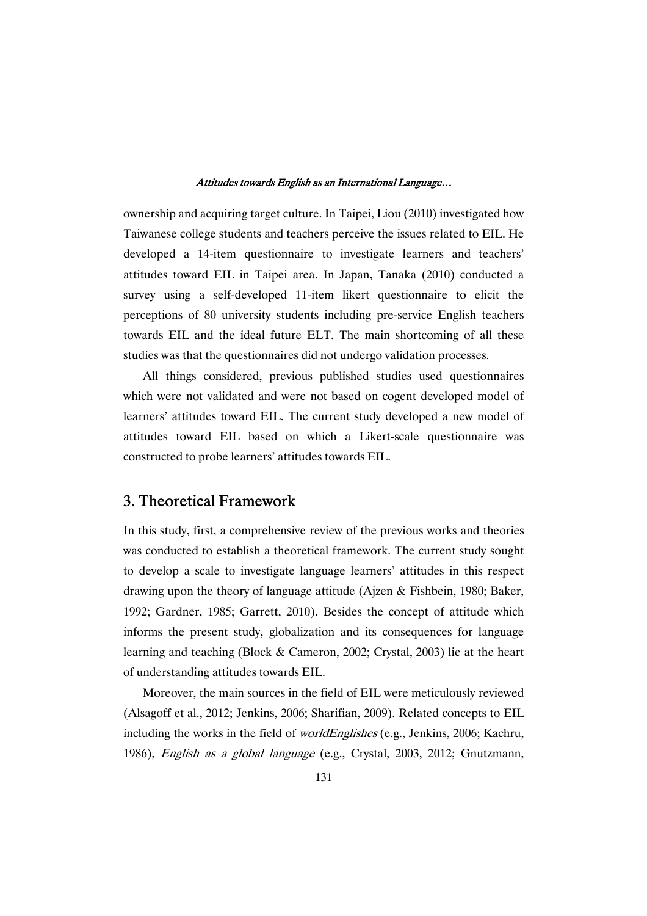ownership and acquiring target culture. In Taipei, Liou (2010) investigated how Taiwanese college students and teachers perceive the issues related to EIL. He developed a 14-item questionnaire to investigate learners and teachers' attitudes toward EIL in Taipei area. In Japan, Tanaka (2010) conducted a survey using a self-developed 11-item likert questionnaire to elicit the perceptions of 80 university students including pre-service English teachers towards EIL and the ideal future ELT. The main shortcoming of all these studies was that the questionnaires did not undergo validation processes.

All things considered, previous published studies used questionnaires which were not validated and were not based on cogent developed model of learners' attitudes toward EIL. The current study developed a new model of attitudes toward EIL based on which a Likert-scale questionnaire was constructed to probe learners' attitudes towards EIL.

## 3. Theoretical Framework

In this study, first, a comprehensive review of the previous works and theories was conducted to establish a theoretical framework. The current study sought to develop a scale to investigate language learners' attitudes in this respect drawing upon the theory of language attitude (Ajzen & Fishbein, 1980; Baker, 1992; Gardner, 1985; Garrett, 2010). Besides the concept of attitude which informs the present study, globalization and its consequences for language learning and teaching (Block & Cameron, 2002; Crystal, 2003) lie at the heart of understanding attitudes towards EIL.

Moreover, the main sources in the field of EIL were meticulously reviewed (Alsagoff et al., 2012; Jenkins, 2006; Sharifian, 2009). Related concepts to EIL including the works in the field of *worldEnglishes* (e.g., Jenkins, 2006; Kachru, 1986), *English as a global language* (e.g., Crystal, 2003, 2012; Gnutzmann,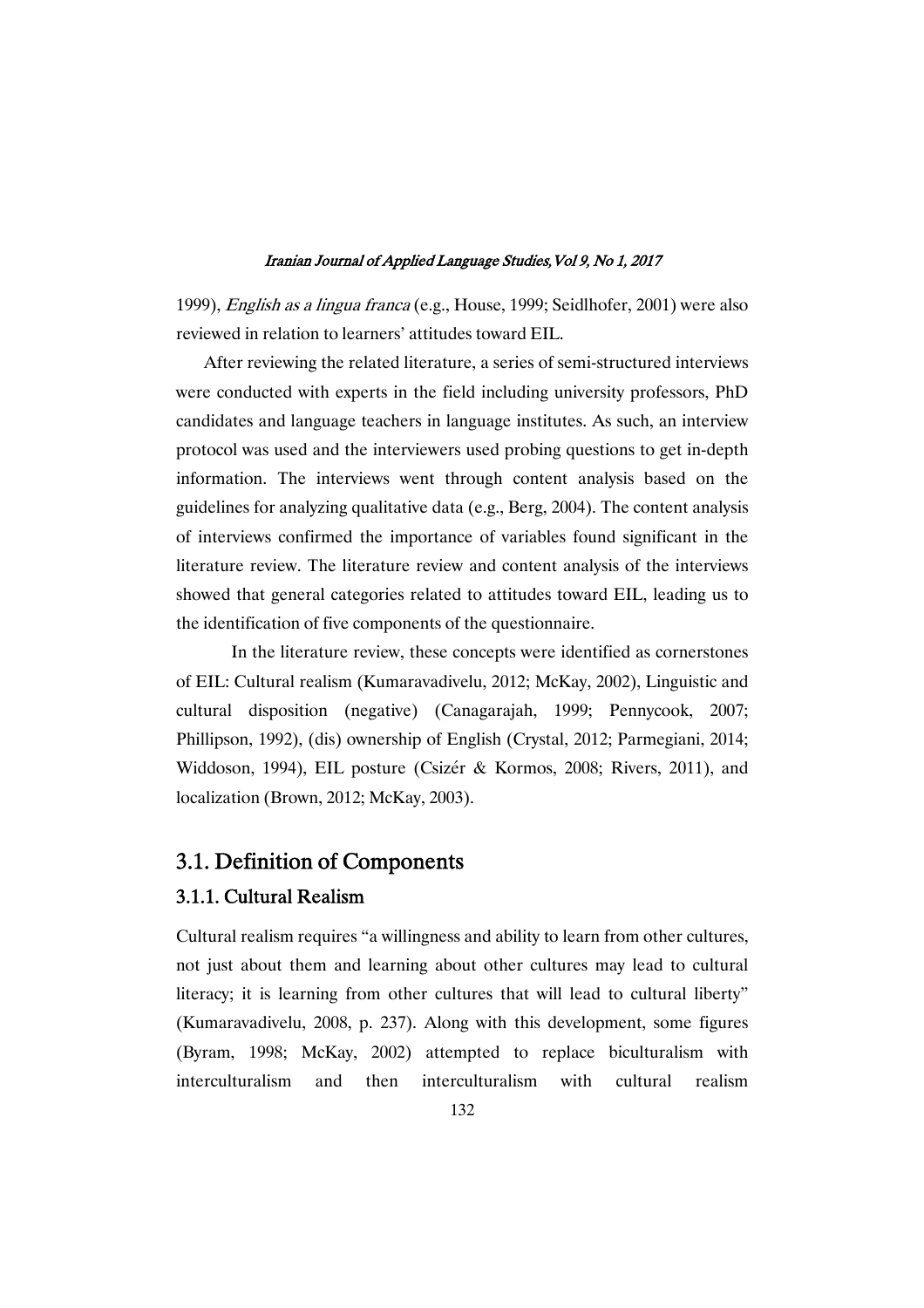1999), *English as a lingua franca* (e.g., House, 1999; Seidlhofer, 2001) were also reviewed in relation to learners' attitudes toward EIL.

After reviewing the related literature, a series of semi-structured interviews were conducted with experts in the field including university professors, PhD candidates and language teachers in language institutes. As such, an interview protocol was used and the interviewers used probing questions to get in-depth information. The interviews went through content analysis based on the guidelines for analyzing qualitative data (e.g., Berg, 2004). The content analysis of interviews confirmed the importance of variables found significant in the literature review. The literature review and content analysis of the interviews showed that general categories related to attitudes toward EIL, leading us to the identification of five components of the questionnaire.

In the literature review, these concepts were identified as cornerstones of EIL: Cultural realism (Kumaravadivelu, 2012; McKay, 2002), Linguistic and cultural disposition (negative) (Canagarajah, 1999; Pennycook, 2007; Phillipson, 1992), (dis) ownership of English (Crystal, 2012; Parmegiani, 2014; Widdoson, 1994), EIL posture (Csizér & Kormos, 2008; Rivers, 2011), and localization (Brown, 2012; McKay, 2003).

## 3.1. Definition of Components

### 3.1.1. Cultural Realism

Cultural realism requires "a willingness and ability to learn from other cultures, not just about them and learning about other cultures may lead to cultural literacy; it is learning from other cultures that will lead to cultural liberty" (Kumaravadivelu, 2008, p. 237). Along with this development, some figures (Byram, 1998; McKay, 2002) attempted to replace biculturalism with interculturalism and then interculturalism with cultural realism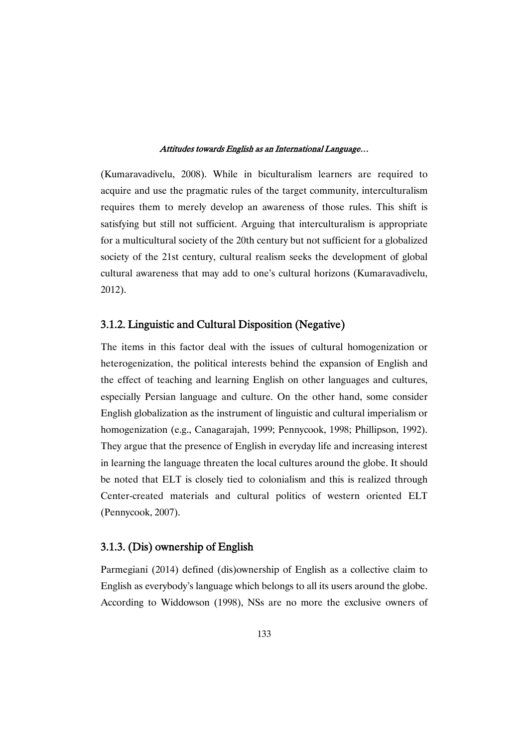(Kumaravadivelu, 2008). While in biculturalism learners are required to acquire and use the pragmatic rules of the target community, interculturalism requires them to merely develop an awareness of those rules. This shift is satisfying but still not sufficient. Arguing that interculturalism is appropriate for a multicultural society of the 20th century but not sufficient for a globalized society of the 21st century, cultural realism seeks the development of global cultural awareness that may add to one's cultural horizons (Kumaravadivelu, 2012).

### 3.1.2. Linguistic and Cultural Disposition (Negative)

The items in this factor deal with the issues of cultural homogenization or heterogenization, the political interests behind the expansion of English and the effect of teaching and learning English on other languages and cultures, especially Persian language and culture. On the other hand, some consider English globalization as the instrument of linguistic and cultural imperialism or homogenization (e.g., Canagarajah, 1999; Pennycook, 1998; Phillipson, 1992). They argue that the presence of English in everyday life and increasing interest in learning the language threaten the local cultures around the globe. It should be noted that ELT is closely tied to colonialism and this is realized through Center-created materials and cultural politics of western oriented ELT (Pennycook, 2007).

### 3.1.3. (Dis) ownership of English

Parmegiani (2014) defined (dis)ownership of English as a collective claim to English as everybody's language which belongs to all its users around the globe. According to Widdowson (1998), NSs are no more the exclusive owners of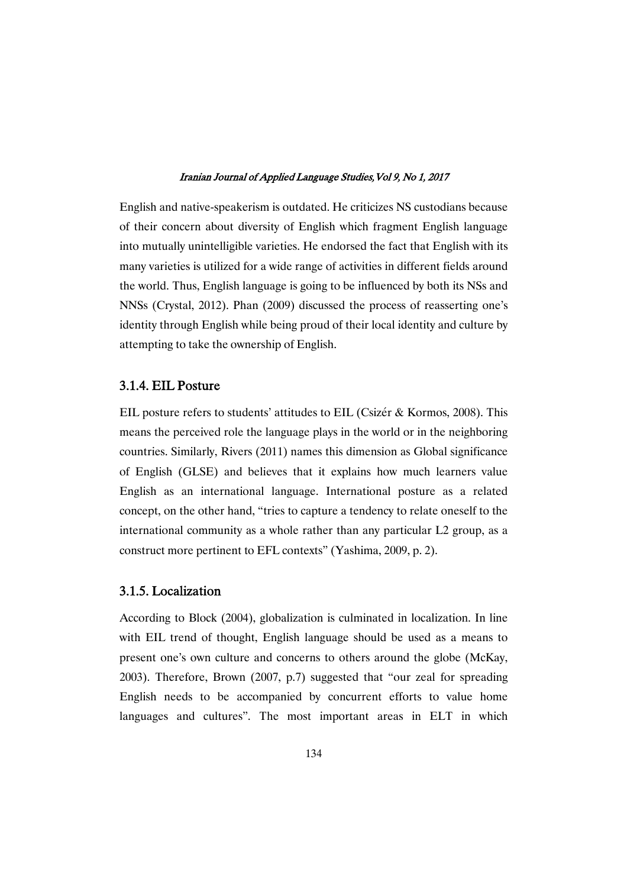English and native-speakerism is outdated. He criticizes NS custodians because of their concern about diversity of English which fragment English language into mutually unintelligible varieties. He endorsed the fact that English with its many varieties is utilized for a wide range of activities in different fields around the world. Thus, English language is going to be influenced by both its NSs and NNSs (Crystal, 2012). Phan (2009) discussed the process of reasserting one's identity through English while being proud of their local identity and culture by attempting to take the ownership of English.

### 3.1.4. EIL Posture

EIL posture refers to students' attitudes to EIL (Csizér & Kormos, 2008). This means the perceived role the language plays in the world or in the neighboring countries. Similarly, Rivers (2011) names this dimension as Global significance of English (GLSE) and believes that it explains how much learners value English as an international language. International posture as a related concept, on the other hand, "tries to capture a tendency to relate oneself to the international community as a whole rather than any particular L2 group, as a construct more pertinent to EFL contexts" (Yashima, 2009, p. 2).

### 3.1.5. Localization

According to Block (2004), globalization is culminated in localization. In line with EIL trend of thought, English language should be used as a means to present one's own culture and concerns to others around the globe (McKay, 2003). Therefore, Brown (2007, p.7) suggested that "our zeal for spreading English needs to be accompanied by concurrent efforts to value home languages and cultures". The most important areas in ELT in which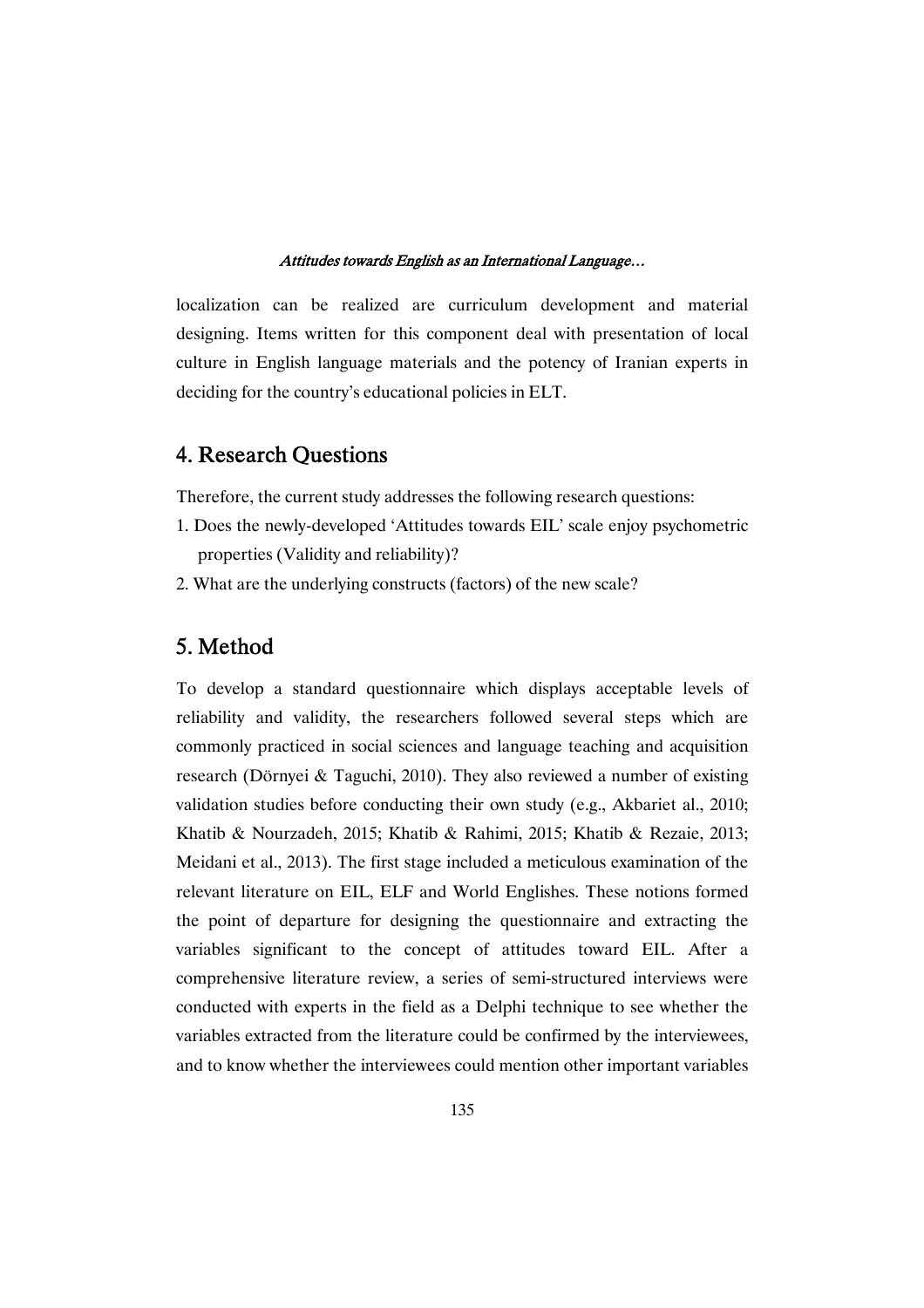localization can be realized are curriculum development and material designing. Items written for this component deal with presentation of local culture in English language materials and the potency of Iranian experts in deciding for the country's educational policies in ELT.

## 4. Research Questions

Therefore, the current study addresses the following research questions:

1. Does the newly-developed 'Attitudes towards EIL' scale enjoy psychometric properties (Validity and reliability)?
2. What are the underlying constructs (factors) of the new scale?

## 5. Method

To develop a standard questionnaire which displays acceptable levels of reliability and validity, the researchers followed several steps which are commonly practiced in social sciences and language teaching and acquisition research (Dörnyei & Taguchi, 2010). They also reviewed a number of existing validation studies before conducting their own study (e.g., Akbariet al., 2010; Khatib & Nourzadeh, 2015; Khatib & Rahimi, 2015; Khatib & Rezaie, 2013; Meidani et al., 2013). The first stage included a meticulous examination of the relevant literature on EIL, ELF and World Englishes. These notions formed the point of departure for designing the questionnaire and extracting the variables significant to the concept of attitudes toward EIL. After a comprehensive literature review, a series of semi-structured interviews were conducted with experts in the field as a Delphi technique to see whether the variables extracted from the literature could be confirmed by the interviewees, and to know whether the interviewees could mention other important variables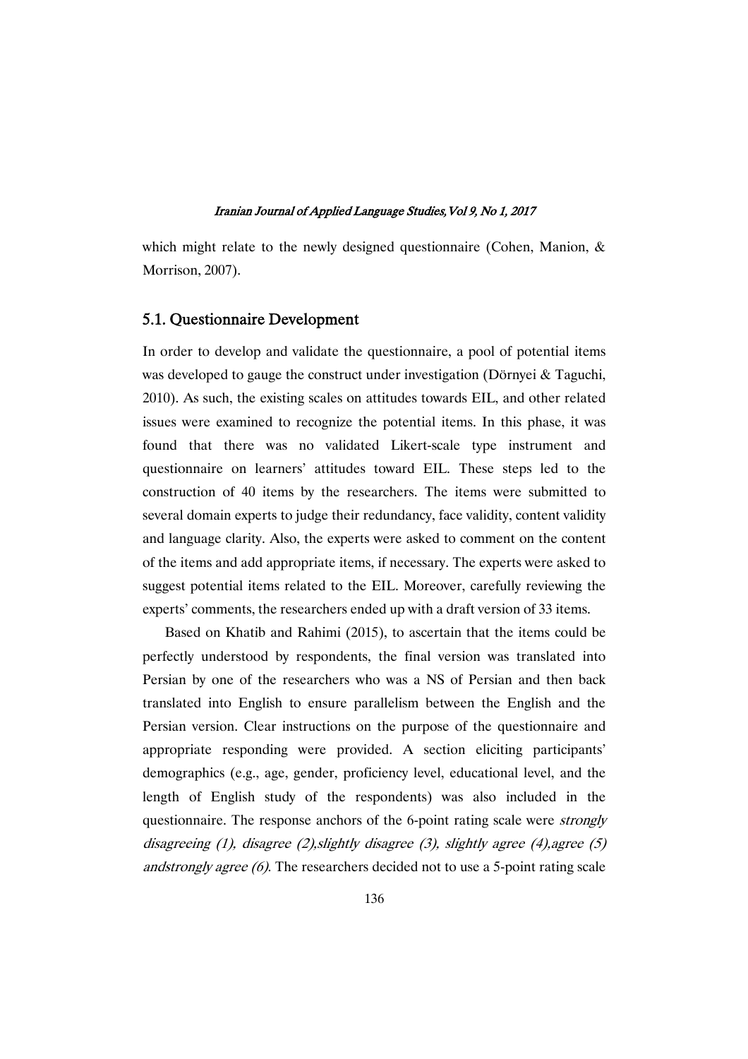which might relate to the newly designed questionnaire (Cohen, Manion, & Morrison, 2007).

## 5.1. Questionnaire Development

In order to develop and validate the questionnaire, a pool of potential items was developed to gauge the construct under investigation (Dörnyei & Taguchi, 2010). As such, the existing scales on attitudes towards EIL, and other related issues were examined to recognize the potential items. In this phase, it was found that there was no validated Likert-scale type instrument and questionnaire on learners' attitudes toward EIL. These steps led to the construction of 40 items by the researchers. The items were submitted to several domain experts to judge their redundancy, face validity, content validity and language clarity. Also, the experts were asked to comment on the content of the items and add appropriate items, if necessary. The experts were asked to suggest potential items related to the EIL. Moreover, carefully reviewing the experts' comments, the researchers ended up with a draft version of 33 items.

Based on Khatib and Rahimi (2015), to ascertain that the items could be perfectly understood by respondents, the final version was translated into Persian by one of the researchers who was a NS of Persian and then back translated into English to ensure parallelism between the English and the Persian version. Clear instructions on the purpose of the questionnaire and appropriate responding were provided. A section eliciting participants' demographics (e.g., age, gender, proficiency level, educational level, and the length of English study of the respondents) was also included in the questionnaire. The response anchors of the 6-point rating scale were *strongly disagreeing (1), disagree (2),slightly disagree (3), slightly agree (4),agree (5) andstrongly agree (6)*. The researchers decided not to use a 5-point rating scale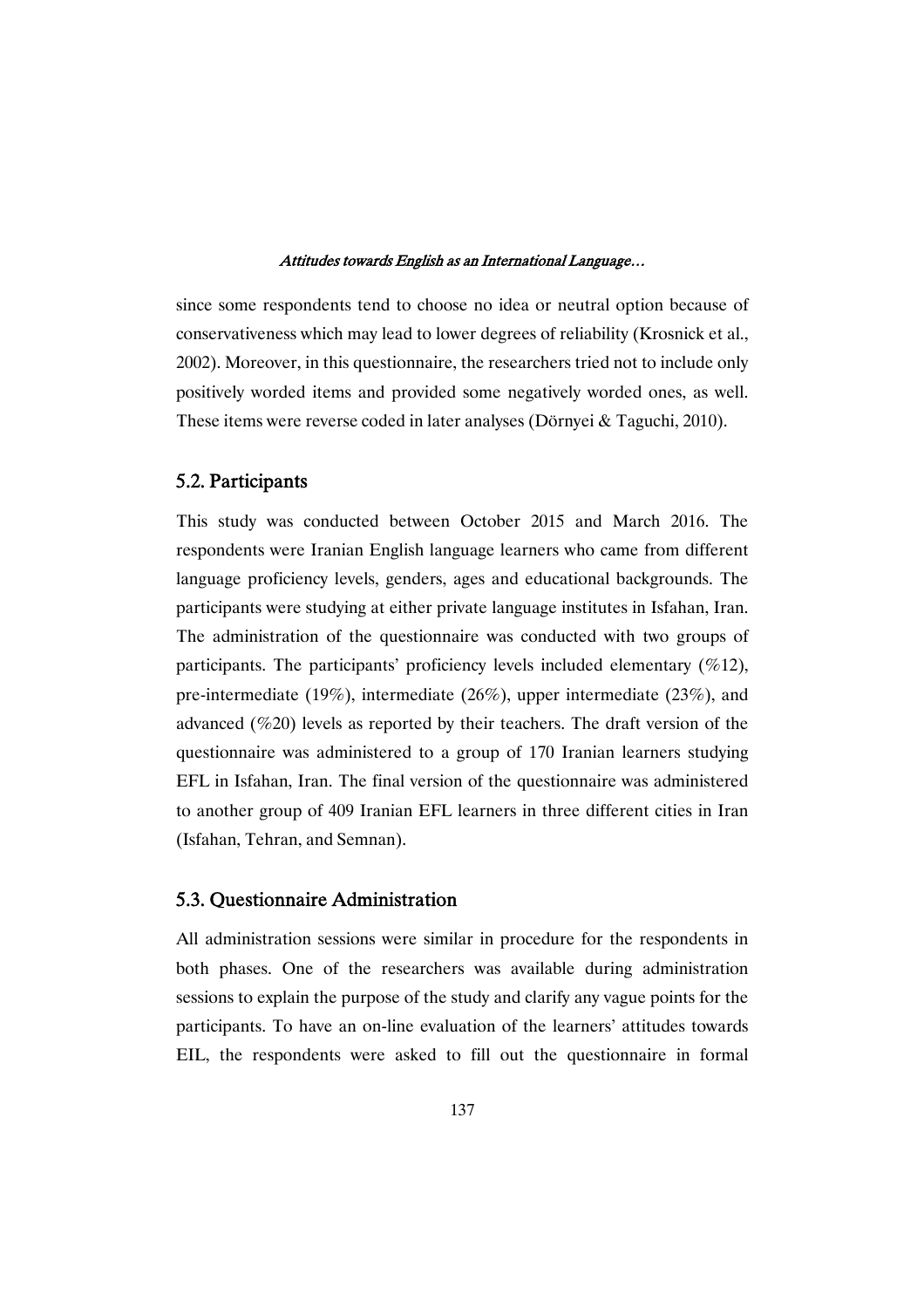since some respondents tend to choose no idea or neutral option because of conservativeness which may lead to lower degrees of reliability (Krosnick et al., 2002). Moreover, in this questionnaire, the researchers tried not to include only positively worded items and provided some negatively worded ones, as well. These items were reverse coded in later analyses (Dörnyei & Taguchi, 2010).

## 5.2. Participants

This study was conducted between October 2015 and March 2016. The respondents were Iranian English language learners who came from different language proficiency levels, genders, ages and educational backgrounds. The participants were studying at either private language institutes in Isfahan, Iran. The administration of the questionnaire was conducted with two groups of participants. The participants' proficiency levels included elementary (%12), pre-intermediate (19%), intermediate (26%), upper intermediate (23%), and advanced (%20) levels as reported by their teachers. The draft version of the questionnaire was administered to a group of 170 Iranian learners studying EFL in Isfahan, Iran. The final version of the questionnaire was administered to another group of 409 Iranian EFL learners in three different cities in Iran (Isfahan, Tehran, and Semnan).

## 5.3. Questionnaire Administration

All administration sessions were similar in procedure for the respondents in both phases. One of the researchers was available during administration sessions to explain the purpose of the study and clarify any vague points for the participants. To have an on-line evaluation of the learners' attitudes towards EIL, the respondents were asked to fill out the questionnaire in formal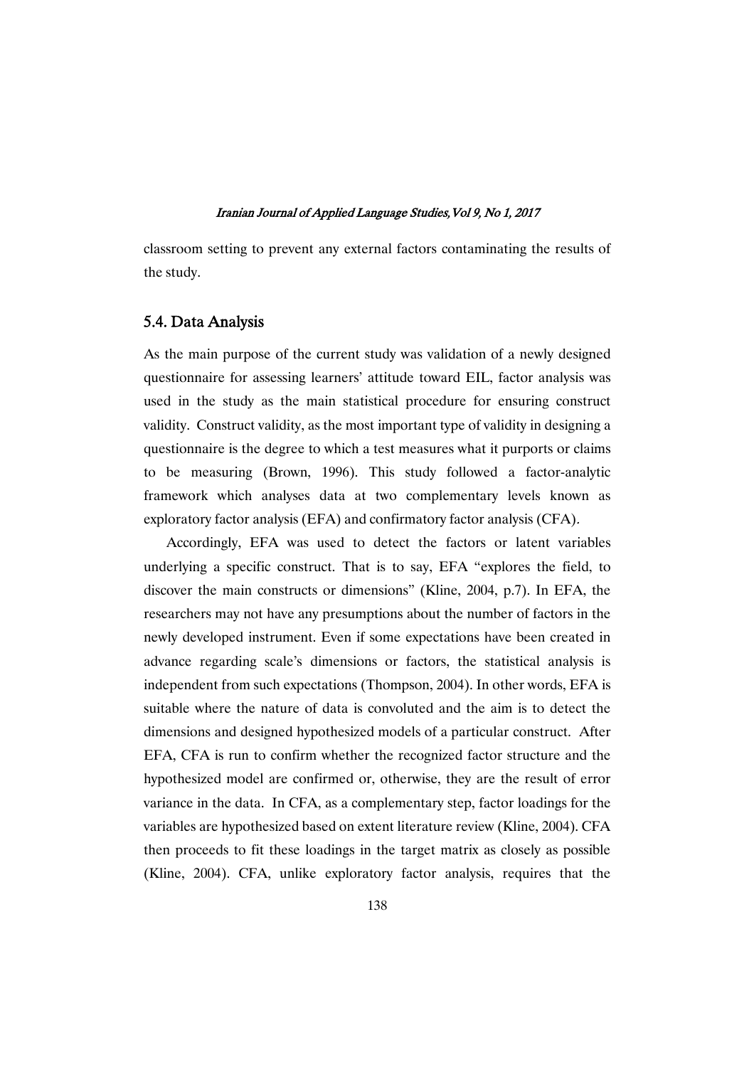classroom setting to prevent any external factors contaminating the results of the study.

## 5.4. Data Analysis

As the main purpose of the current study was validation of a newly designed questionnaire for assessing learners' attitude toward EIL, factor analysis was used in the study as the main statistical procedure for ensuring construct validity. Construct validity, as the most important type of validity in designing a questionnaire is the degree to which a test measures what it purports or claims to be measuring (Brown, 1996). This study followed a factor-analytic framework which analyses data at two complementary levels known as exploratory factor analysis (EFA) and confirmatory factor analysis (CFA).

Accordingly, EFA was used to detect the factors or latent variables underlying a specific construct. That is to say, EFA "explores the field, to discover the main constructs or dimensions" (Kline, 2004, p.7). In EFA, the researchers may not have any presumptions about the number of factors in the newly developed instrument. Even if some expectations have been created in advance regarding scale's dimensions or factors, the statistical analysis is independent from such expectations (Thompson, 2004). In other words, EFA is suitable where the nature of data is convoluted and the aim is to detect the dimensions and designed hypothesized models of a particular construct. After EFA, CFA is run to confirm whether the recognized factor structure and the hypothesized model are confirmed or, otherwise, they are the result of error variance in the data. In CFA, as a complementary step, factor loadings for the variables are hypothesized based on extent literature review (Kline, 2004). CFA then proceeds to fit these loadings in the target matrix as closely as possible (Kline, 2004). CFA, unlike exploratory factor analysis, requires that the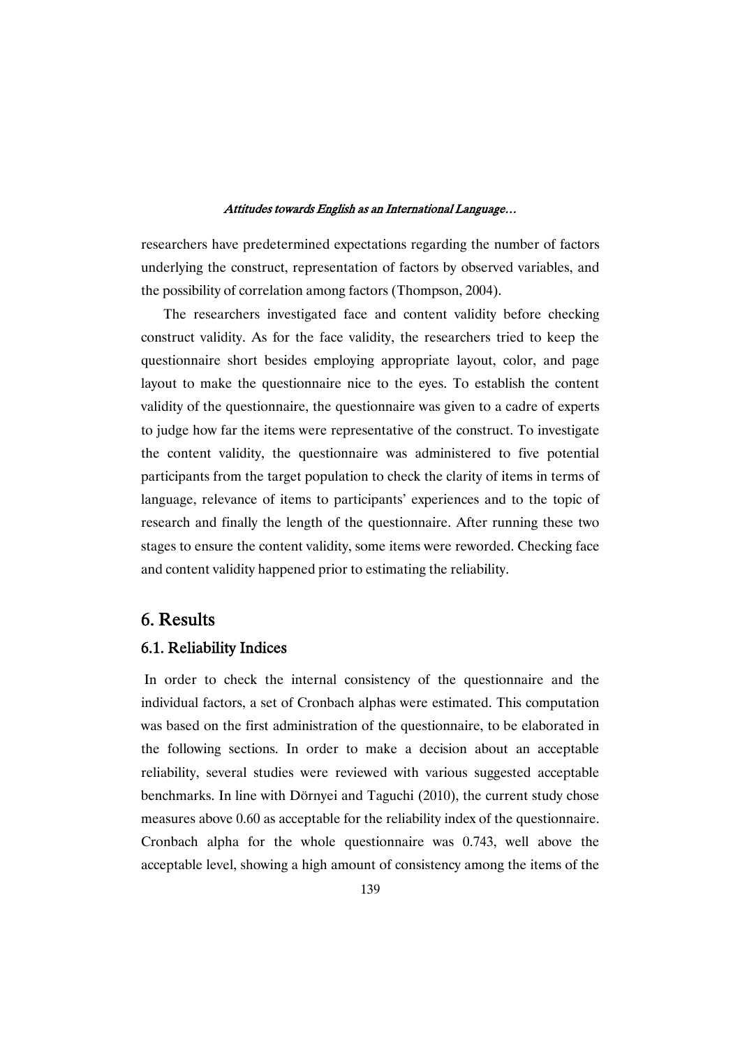researchers have predetermined expectations regarding the number of factors underlying the construct, representation of factors by observed variables, and the possibility of correlation among factors (Thompson, 2004).

The researchers investigated face and content validity before checking construct validity. As for the face validity, the researchers tried to keep the questionnaire short besides employing appropriate layout, color, and page layout to make the questionnaire nice to the eyes. To establish the content validity of the questionnaire, the questionnaire was given to a cadre of experts to judge how far the items were representative of the construct. To investigate the content validity, the questionnaire was administered to five potential participants from the target population to check the clarity of items in terms of language, relevance of items to participants' experiences and to the topic of research and finally the length of the questionnaire. After running these two stages to ensure the content validity, some items were reworded. Checking face and content validity happened prior to estimating the reliability.

## 6. Results

### 6.1. Reliability Indices

In order to check the internal consistency of the questionnaire and the individual factors, a set of Cronbach alphas were estimated. This computation was based on the first administration of the questionnaire, to be elaborated in the following sections. In order to make a decision about an acceptable reliability, several studies were reviewed with various suggested acceptable benchmarks. In line with Dörnyei and Taguchi (2010), the current study chose measures above 0.60 as acceptable for the reliability index of the questionnaire. Cronbach alpha for the whole questionnaire was 0.743, well above the acceptable level, showing a high amount of consistency among the items of the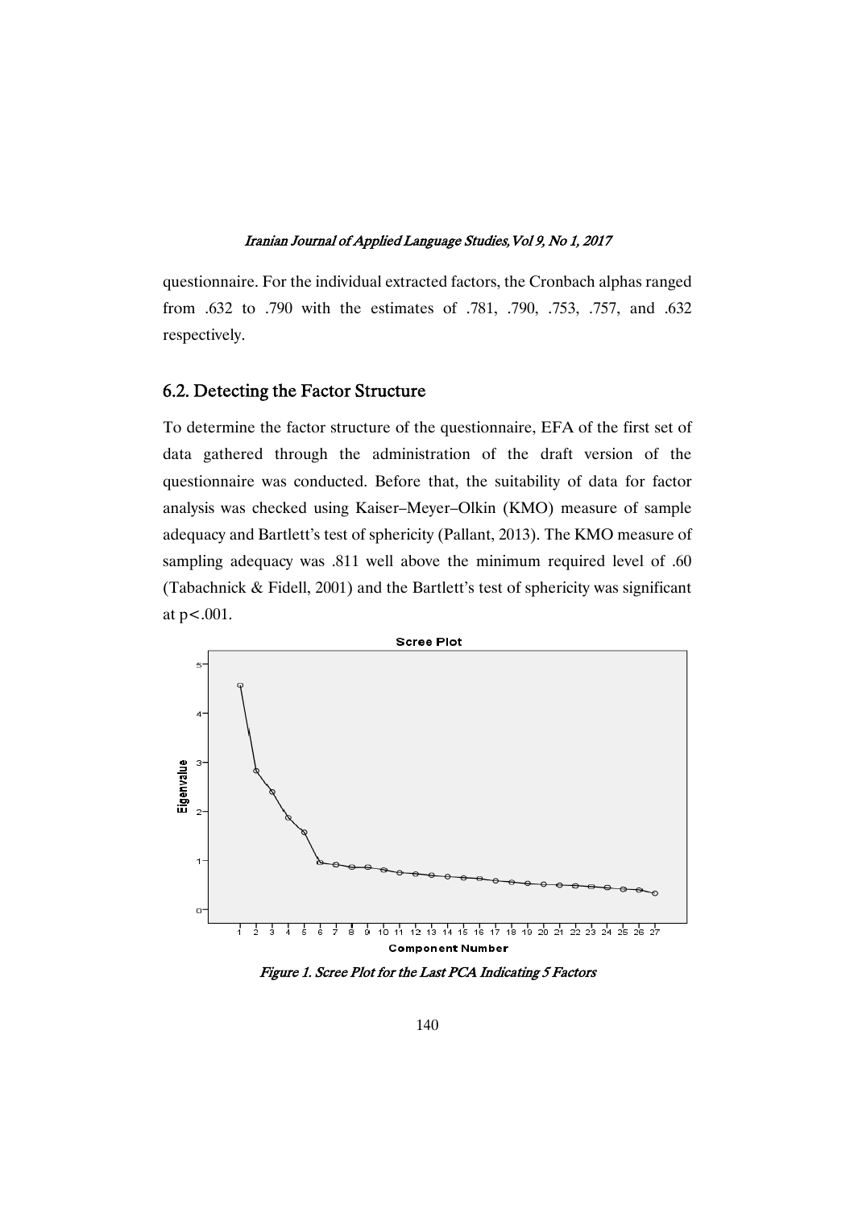questionnaire. For the individual extracted factors, the Cronbach alphas ranged from .632 to .790 with the estimates of .781, .790, .753, .757, and .632 respectively.

## 6.2. Detecting the Factor Structure

To determine the factor structure of the questionnaire, EFA of the first set of data gathered through the administration of the draft version of the questionnaire was conducted. Before that, the suitability of data for factor analysis was checked using Kaiser–Meyer–Olkin (KMO) measure of sample adequacy and Bartlett's test of sphericity (Pallant, 2013). The KMO measure of sampling adequacy was .811 well above the minimum required level of .60 (Tabachnick & Fidell, 2001) and the Bartlett's test of sphericity was significant at $p<.001$.

*Figure 1. Scree Plot for the Last PCA Indicating 5 Factors*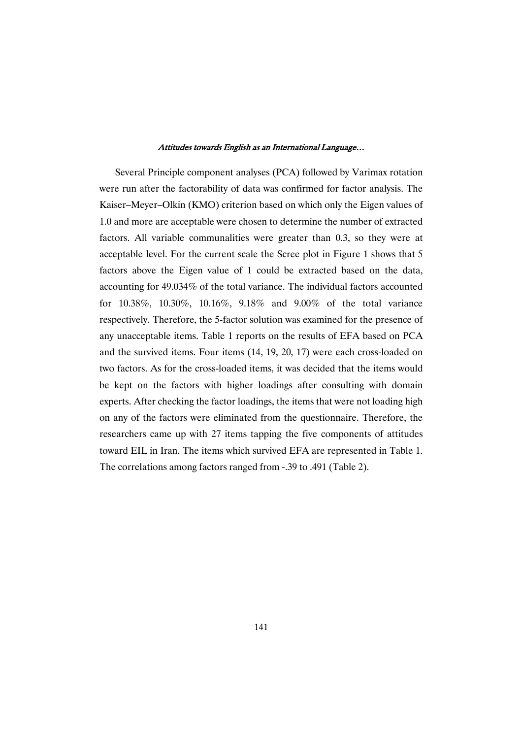Several Principle component analyses (PCA) followed by Varimax rotation were run after the factorability of data was confirmed for factor analysis. The Kaiser–Meyer–Olkin (KMO) criterion based on which only the Eigen values of 1.0 and more are acceptable were chosen to determine the number of extracted factors. All variable communalities were greater than 0.3, so they were at acceptable level. For the current scale the Scree plot in Figure 1 shows that 5 factors above the Eigen value of 1 could be extracted based on the data, accounting for 49.034% of the total variance. The individual factors accounted for 10.38%, 10.30%, 10.16%, 9.18% and 9.00% of the total variance respectively. Therefore, the 5-factor solution was examined for the presence of any unacceptable items. Table 1 reports on the results of EFA based on PCA and the survived items. Four items (14, 19, 20, 17) were each cross-loaded on two factors. As for the cross-loaded items, it was decided that the items would be kept on the factors with higher loadings after consulting with domain experts. After checking the factor loadings, the items that were not loading high on any of the factors were eliminated from the questionnaire. Therefore, the researchers came up with 27 items tapping the five components of attitudes toward EIL in Iran. The items which survived EFA are represented in Table 1. The correlations among factors ranged from -.39 to .491 (Table 2).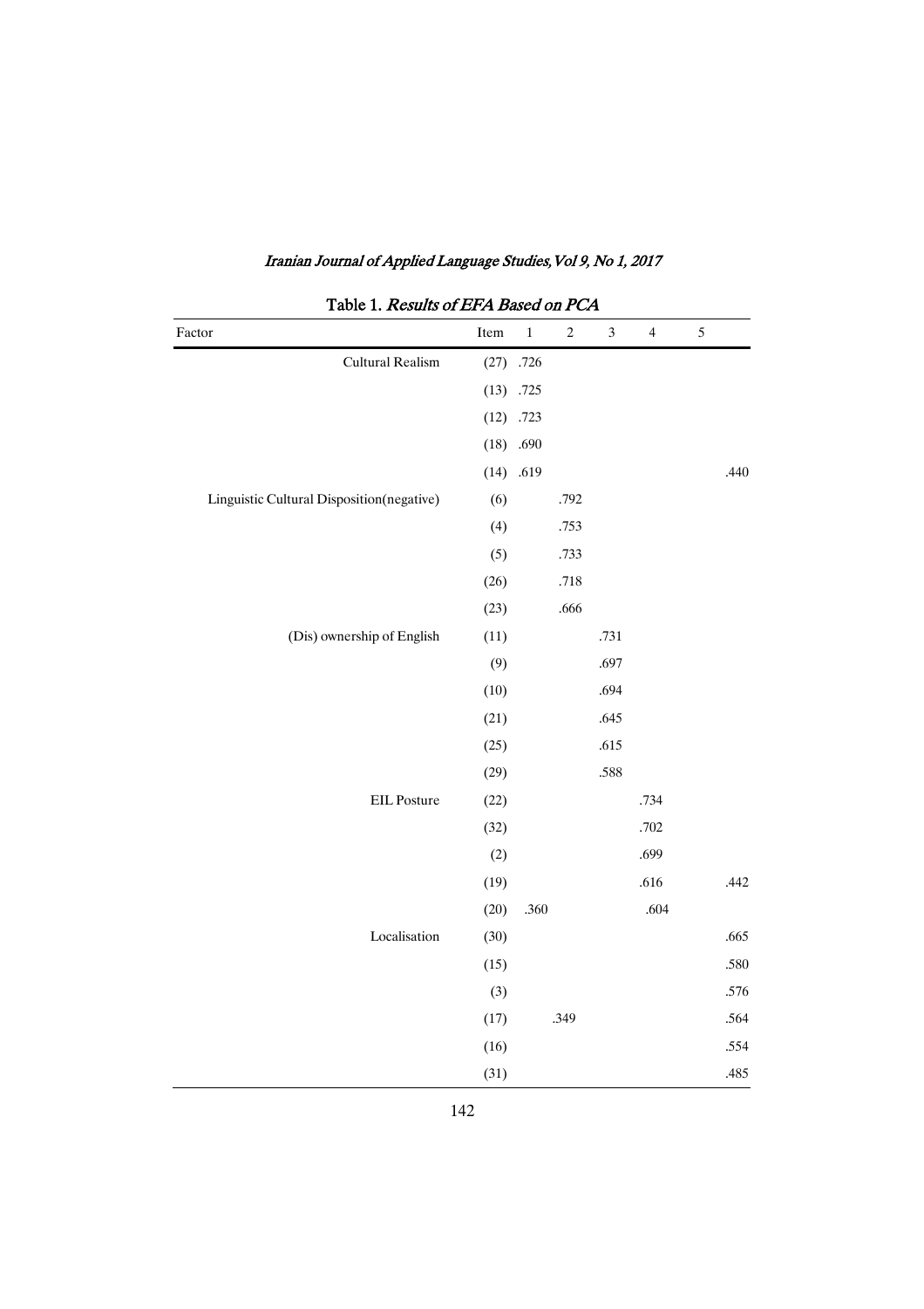Table 1. *Results of EFA Based on PCA*

| Factor | Item | 1 | 2 | 3 | 4 | 5 |
|---|---|---|---|---|---|---|
| Cultural Realism | (27) | .726 | | | | |
| | (13) | .725 | | | | |
| | (12) | .723 | | | | |
| | (18) | .690 | | | | |
| | (14) | .619 | | | | .440 |
| Linguistic Cultural Disposition(negative) | (6) | | .792 | | | |
| | (4) | | .753 | | | |
| | (5) | | .733 | | | |
| | (26) | | .718 | | | |
| | (23) | | .666 | | | |
| (Dis) ownership of English | (11) | | | .731 | | |
| | (9) | | | .697 | | |
| | (10) | | | .694 | | |
| | (21) | | | .645 | | |
| | (25) | | | .615 | | |
| | (29) | | | .588 | | |
| EIL Posture | (22) | | | | .734 | |
| | (32) | | | | .702 | |
| | (2) | | | | .699 | |
| | (19) | | | | .616 | .442 |
| | (20) | .360 | | | .604 | |
| Localisation | (30) | | | | | .665 |
| | (15) | | | | | .580 |
| | (3) | | | | | .576 |
| | (17) | | .349 | | | .564 |
| | (16) | | | | | .554 |
| | (31) | | | | | .485 |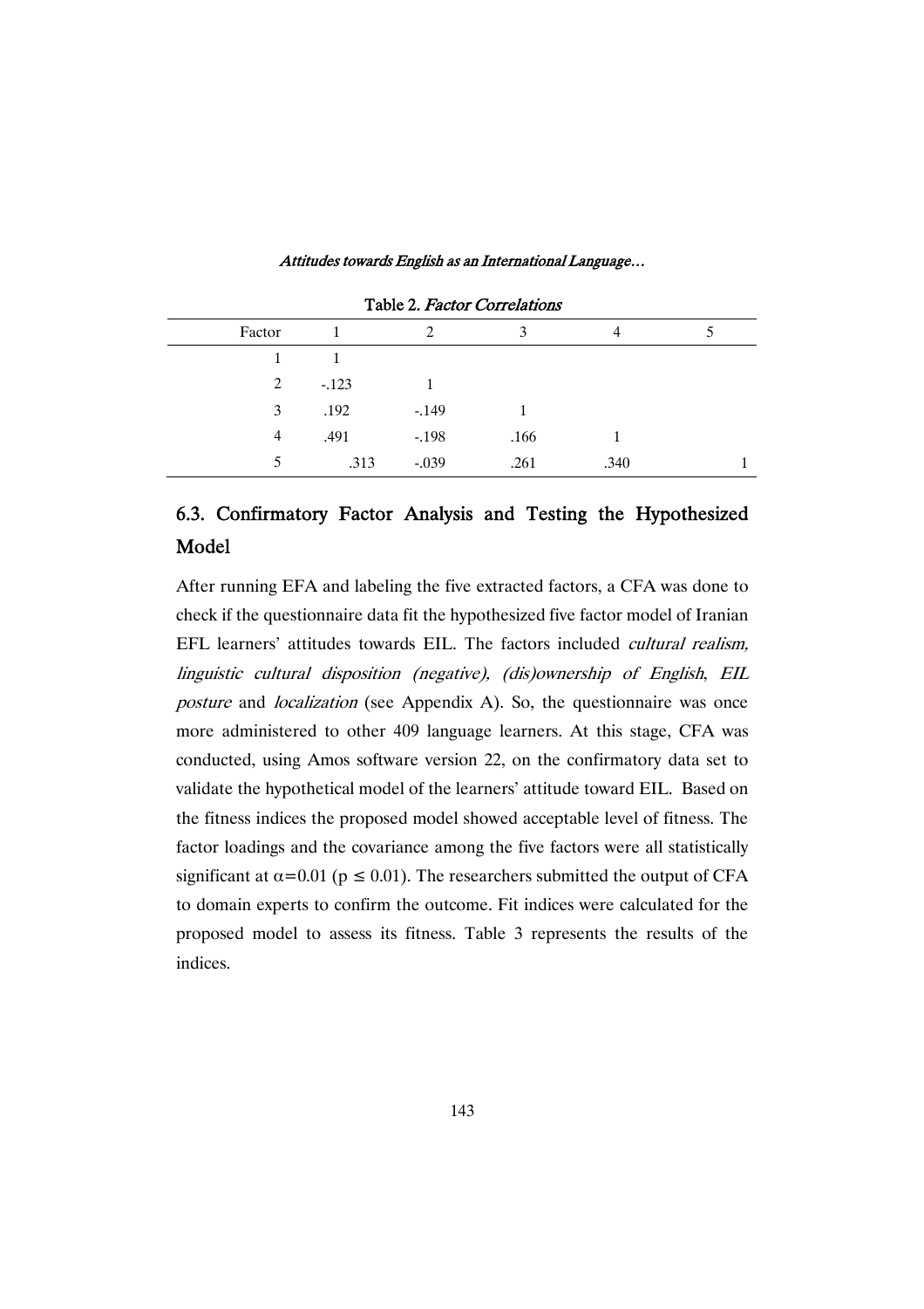Table 2. *Factor Correlations*

| Factor | 1 | 2 | 3 | 4 | 5 |
|---|---|---|---|---|---|
| 1 | 1 | | | | |
| 2 | -.123 | 1 | | | |
| 3 | .192 | -.149 | 1 | | |
| 4 | .491 | -.198 | .166 | 1 | |
| 5 | .313 | -.039 | .261 | .340 | 1 |

## 6.3. Confirmatory Factor Analysis and Testing the Hypothesized Model

After running EFA and labeling the five extracted factors, a CFA was done to check if the questionnaire data fit the hypothesized five factor model of Iranian EFL learners' attitudes towards EIL. The factors included *cultural realism, linguistic cultural disposition (negative), (dis)ownership of English*, *EIL posture* and *localization* (see Appendix A). So, the questionnaire was once more administered to other 409 language learners. At this stage, CFA was conducted, using Amos software version 22, on the confirmatory data set to validate the hypothetical model of the learners' attitude toward EIL. Based on the fitness indices the proposed model showed acceptable level of fitness. The factor loadings and the covariance among the five factors were all statistically significant at $\alpha=0.01$ ($p \leq 0.01$). The researchers submitted the output of CFA to domain experts to confirm the outcome. Fit indices were calculated for the proposed model to assess its fitness. Table 3 represents the results of the indices.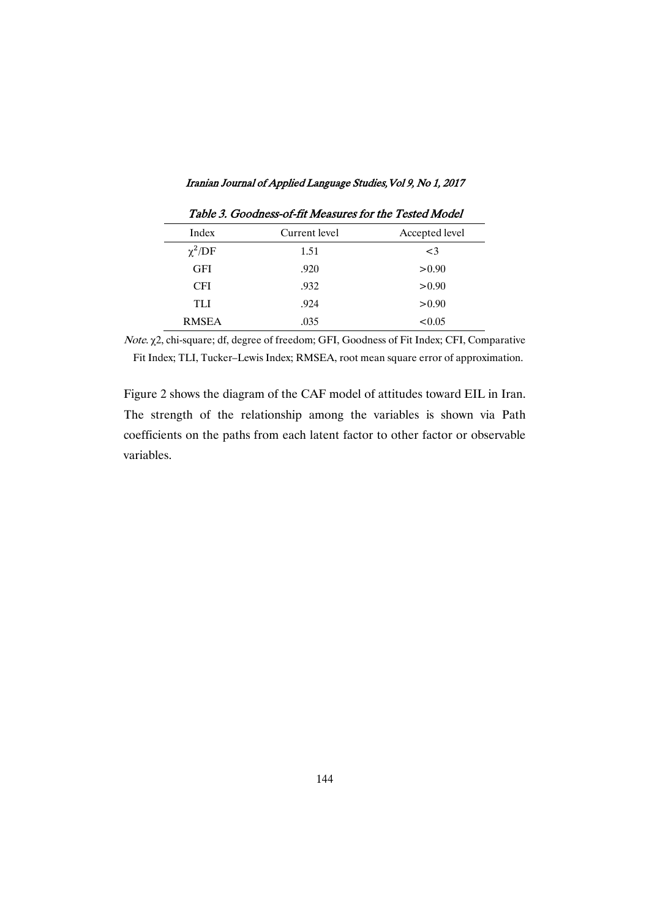*Table 3. Goodness-of-fit Measures for the Tested Model*

| Index | Current level | Accepted level |
|---|---|---|
| $\chi^2$/DF | 1.51 | <3 |
| GFI | .920 | >0.90 |
| CFI | .932 | >0.90 |
| TLI | .924 | >0.90 |
| RMSEA | .035 | <0.05 |

*Note*. $\chi2$, chi-square; df, degree of freedom; GFI, Goodness of Fit Index; CFI, Comparative Fit Index; TLI, Tucker–Lewis Index; RMSEA, root mean square error of approximation.

Figure 2 shows the diagram of the CAF model of attitudes toward EIL in Iran. The strength of the relationship among the variables is shown via Path coefficients on the paths from each latent factor to other factor or observable variables.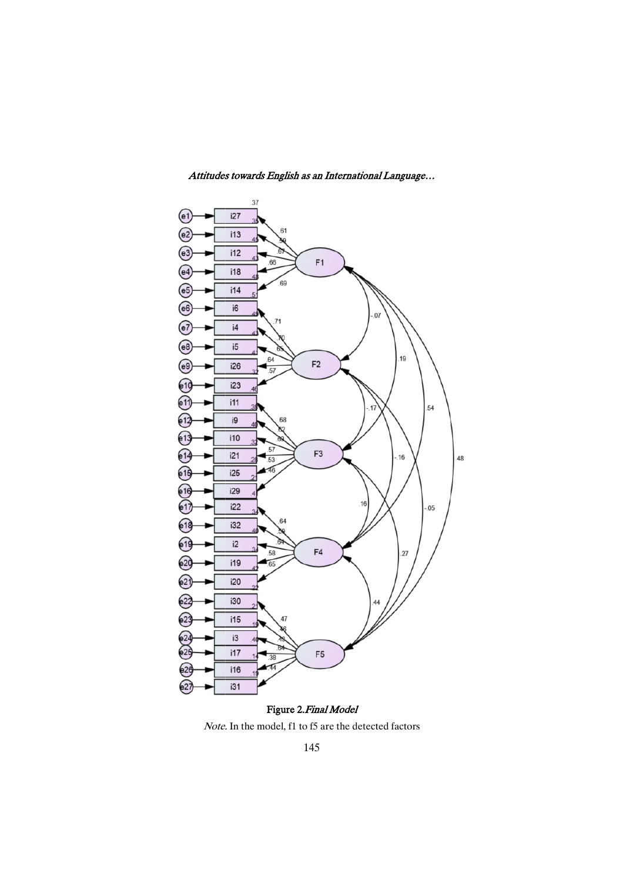Figure 2. *Final Model*

*Note*. In the model, f1 to f5 are the detected factors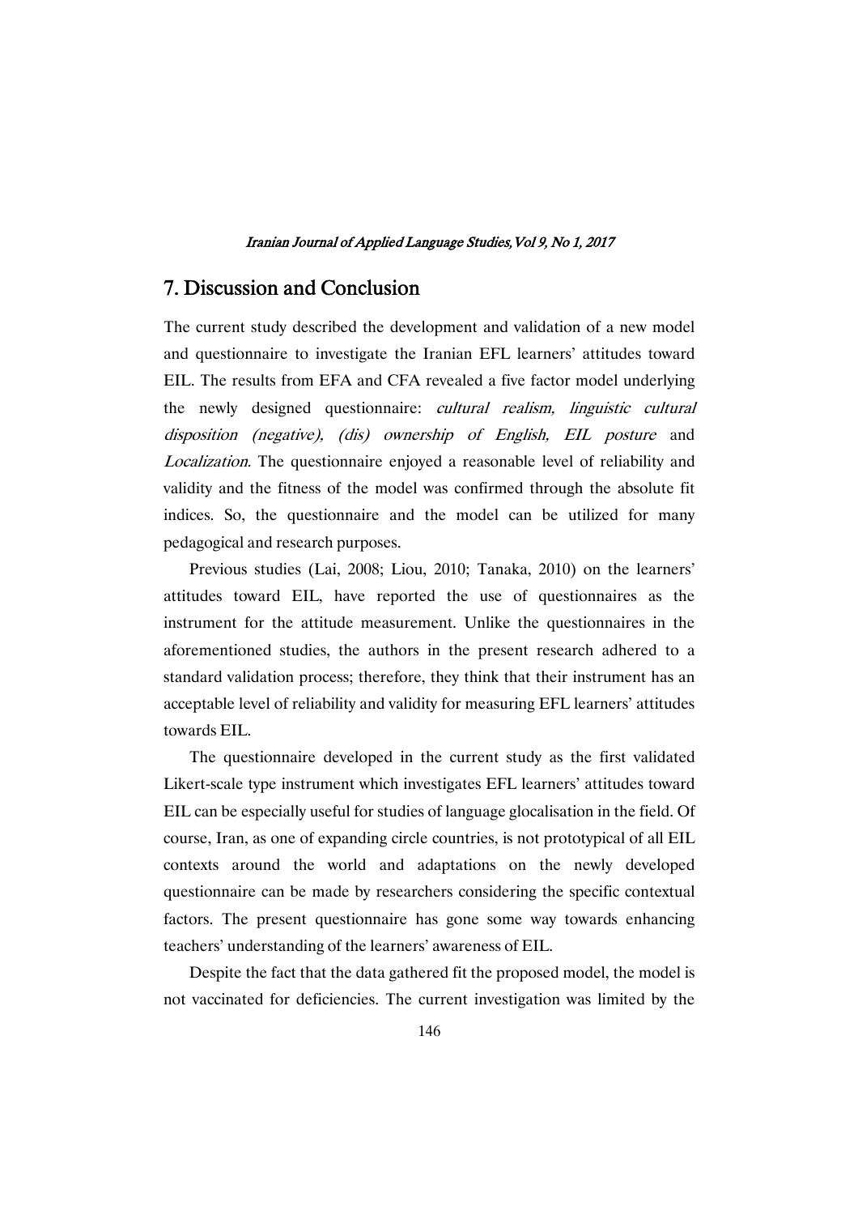## 7. Discussion and Conclusion

The current study described the development and validation of a new model and questionnaire to investigate the Iranian EFL learners' attitudes toward EIL. The results from EFA and CFA revealed a five factor model underlying the newly designed questionnaire: *cultural realism, linguistic cultural disposition (negative), (dis) ownership of English, EIL posture* and *Localization*. The questionnaire enjoyed a reasonable level of reliability and validity and the fitness of the model was confirmed through the absolute fit indices. So, the questionnaire and the model can be utilized for many pedagogical and research purposes.

Previous studies (Lai, 2008; Liou, 2010; Tanaka, 2010) on the learners' attitudes toward EIL, have reported the use of questionnaires as the instrument for the attitude measurement. Unlike the questionnaires in the aforementioned studies, the authors in the present research adhered to a standard validation process; therefore, they think that their instrument has an acceptable level of reliability and validity for measuring EFL learners' attitudes towards EIL.

The questionnaire developed in the current study as the first validated Likert-scale type instrument which investigates EFL learners' attitudes toward EIL can be especially useful for studies of language glocalisation in the field. Of course, Iran, as one of expanding circle countries, is not prototypical of all EIL contexts around the world and adaptations on the newly developed questionnaire can be made by researchers considering the specific contextual factors. The present questionnaire has gone some way towards enhancing teachers' understanding of the learners' awareness of EIL.

Despite the fact that the data gathered fit the proposed model, the model is not vaccinated for deficiencies. The current investigation was limited by the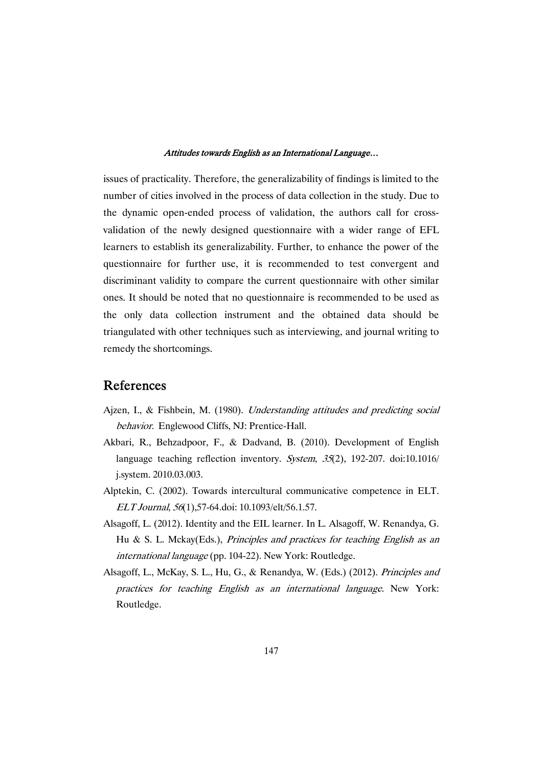issues of practicality. Therefore, the generalizability of findings is limited to the number of cities involved in the process of data collection in the study. Due to the dynamic open-ended process of validation, the authors call for cross-validation of the newly designed questionnaire with a wider range of EFL learners to establish its generalizability. Further, to enhance the power of the questionnaire for further use, it is recommended to test convergent and discriminant validity to compare the current questionnaire with other similar ones. It should be noted that no questionnaire is recommended to be used as the only data collection instrument and the obtained data should be triangulated with other techniques such as interviewing, and journal writing to remedy the shortcomings.

## References

Ajzen, I., & Fishbein, M. (1980). *Understanding attitudes and predicting social behavior*. Englewood Cliffs, NJ: Prentice-Hall.

Akbari, R., Behzadpoor, F., & Dadvand, B. (2010). Development of English language teaching reflection inventory. *System*, *35*(2), 192-207. doi:10.1016/ j.system. 2010.03.003.

Alptekin, C. (2002). Towards intercultural communicative competence in ELT. *ELT Journal*, *56*(1),57-64.doi: 10.1093/elt/56.1.57.

Alsagoff, L. (2012). Identity and the EIL learner. In L. Alsagoff, W. Renandya, G. Hu & S. L. Mckay(Eds.), *Principles and practices for teaching English as an international language* (pp. 104-22). New York: Routledge.

Alsagoff, L., McKay, S. L., Hu, G., & Renandya, W. (Eds.) (2012). *Principles and practices for teaching English as an international language*. New York: Routledge.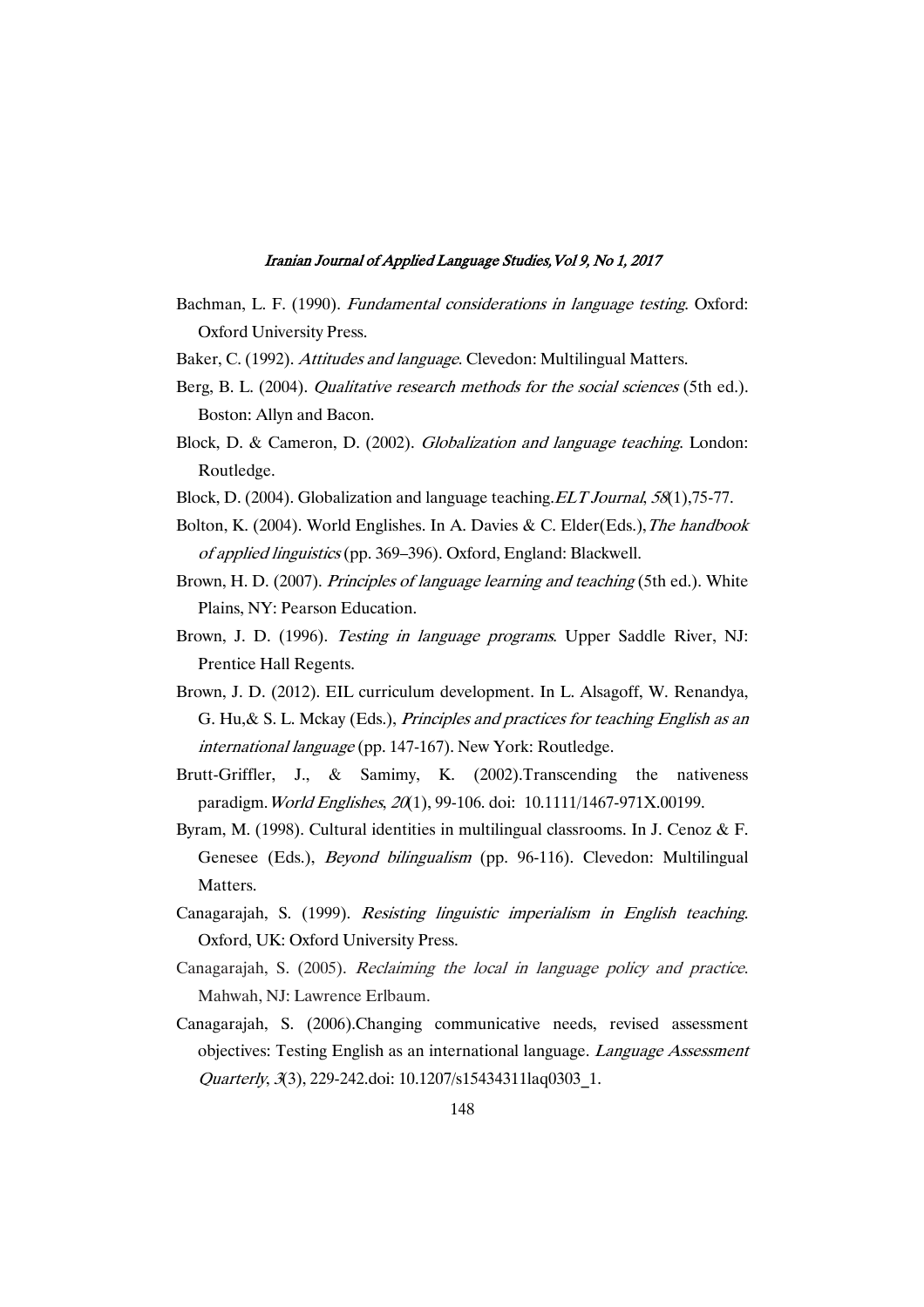Bachman, L. F. (1990). *Fundamental considerations in language testing*. Oxford: Oxford University Press.

Baker, C. (1992). *Attitudes and language*. Clevedon: Multilingual Matters.

Berg, B. L. (2004). *Qualitative research methods for the social sciences* (5th ed.). Boston: Allyn and Bacon.

Block, D. & Cameron, D. (2002). *Globalization and language teaching*. London: Routledge.

Block, D. (2004). Globalization and language teaching.*ELT Journal*, *58*(1),75-77.

Bolton, K. (2004). World Englishes. In A. Davies & C. Elder(Eds.),*The handbook of applied linguistics* (pp. 369–396). Oxford, England: Blackwell.

Brown, H. D. (2007). *Principles of language learning and teaching* (5th ed.). White Plains, NY: Pearson Education.

Brown, J. D. (1996). *Testing in language programs*. Upper Saddle River, NJ: Prentice Hall Regents.

Brown, J. D. (2012). EIL curriculum development. In L. Alsagoff, W. Renandya, G. Hu,& S. L. Mckay (Eds.), *Principles and practices for teaching English as an international language* (pp. 147-167). New York: Routledge.

Brutt-Griffler, J., & Samimy, K. (2002).Transcending the nativeness paradigm.*World Englishes*, *20*(1), 99-106. doi: 10.1111/1467-971X.00199.

Byram, M. (1998). Cultural identities in multilingual classrooms. In J. Cenoz & F. Genesee (Eds.), *Beyond bilingualism* (pp. 96-116). Clevedon: Multilingual Matters.

Canagarajah, S. (1999). *Resisting linguistic imperialism in English teaching*. Oxford, UK: Oxford University Press.

Canagarajah, S. (2005). *Reclaiming the local in language policy and practice*. Mahwah, NJ: Lawrence Erlbaum.

Canagarajah, S. (2006).Changing communicative needs, revised assessment objectives: Testing English as an international language. *Language Assessment Quarterly*, *3*(3), 229-242.doi: 10.1207/s15434311laq0303_1.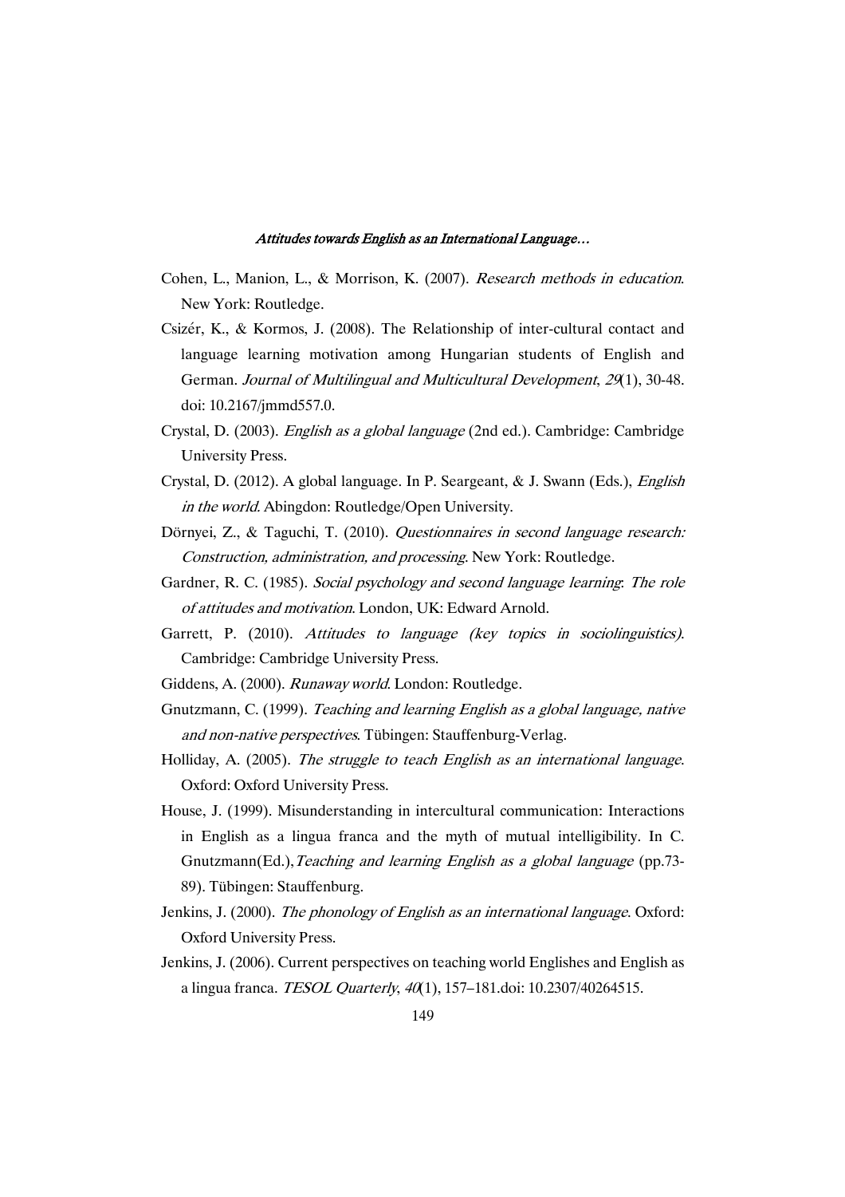Cohen, L., Manion, L., & Morrison, K. (2007). *Research methods in education*. New York: Routledge.

Csizér, K., & Kormos, J. (2008). The Relationship of inter-cultural contact and language learning motivation among Hungarian students of English and German. *Journal of Multilingual and Multicultural Development*, *29*(1), 30-48. doi: 10.2167/jmmd557.0.

Crystal, D. (2003). *English as a global language* (2nd ed.). Cambridge: Cambridge University Press.

Crystal, D. (2012). A global language. In P. Seargeant, & J. Swann (Eds.), *English in the world*. Abingdon: Routledge/Open University.

Dörnyei, Z., & Taguchi, T. (2010). *Questionnaires in second language research: Construction, administration, and processing*. New York: Routledge.

Gardner, R. C. (1985). *Social psychology and second language learning*: *The role of attitudes and motivation*. London, UK: Edward Arnold.

Garrett, P. (2010). *Attitudes to language (key topics in sociolinguistics)*. Cambridge: Cambridge University Press.

Giddens, A. (2000). *Runaway world*. London: Routledge.

Gnutzmann, C. (1999). *Teaching and learning English as a global language, native and non-native perspectives*. Tübingen: Stauffenburg-Verlag.

Holliday, A. (2005). *The struggle to teach English as an international language*. Oxford: Oxford University Press.

House, J. (1999). Misunderstanding in intercultural communication: Interactions in English as a lingua franca and the myth of mutual intelligibility. In C. Gnutzmann(Ed.),*Teaching and learning English as a global language* (pp.73-89). Tübingen: Stauffenburg.

Jenkins, J. (2000). *The phonology of English as an international language*. Oxford: Oxford University Press.

Jenkins, J. (2006). Current perspectives on teaching world Englishes and English as a lingua franca. *TESOL Quarterly*, *40*(1), 157–181.doi: 10.2307/40264515.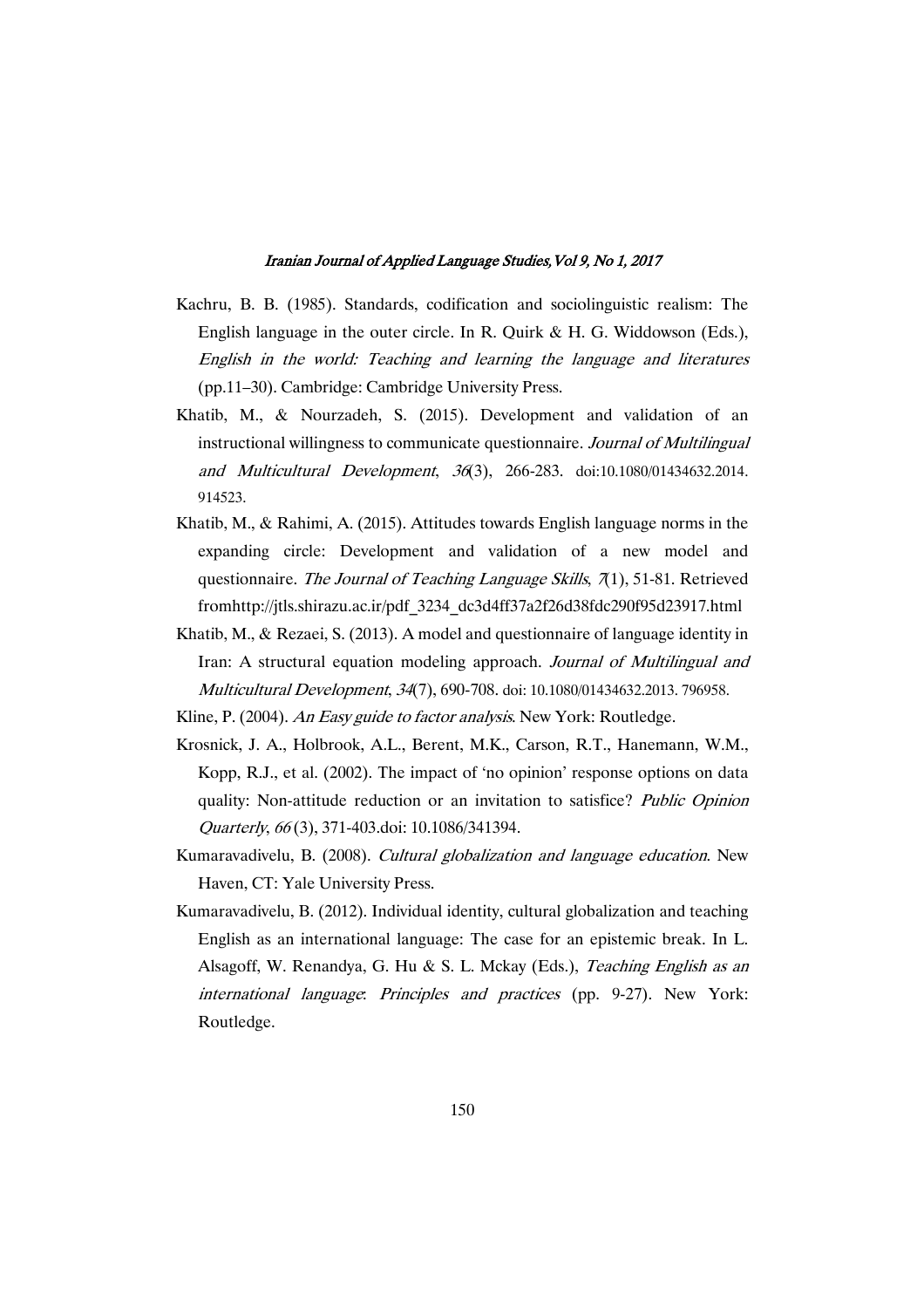Kachru, B. B. (1985). Standards, codification and sociolinguistic realism: The English language in the outer circle. In R. Quirk & H. G. Widdowson (Eds.), *English in the world: Teaching and learning the language and literatures* (pp.11–30). Cambridge: Cambridge University Press.

Khatib, M., & Nourzadeh, S. (2015). Development and validation of an instructional willingness to communicate questionnaire. *Journal of Multilingual and Multicultural Development*, *36*(3), 266-283. doi:10.1080/01434632.2014. 914523.

Khatib, M., & Rahimi, A. (2015). Attitudes towards English language norms in the expanding circle: Development and validation of a new model and questionnaire. *The Journal of Teaching Language Skills*, *7*(1), 51-81. Retrieved fromhttp://jtls.shirazu.ac.ir/pdf_3234_dc3d4ff37a2f26d38fdc290f95d23917.html

Khatib, M., & Rezaei, S. (2013). A model and questionnaire of language identity in Iran: A structural equation modeling approach. *Journal of Multilingual and Multicultural Development*, *34*(7), 690-708. doi: 10.1080/01434632.2013. 796958.

Kline, P. (2004). *An Easy guide to factor analysis*. New York: Routledge.

Krosnick, J. A., Holbrook, A.L., Berent, M.K., Carson, R.T., Hanemann, W.M., Kopp, R.J., et al. (2002). The impact of 'no opinion' response options on data quality: Non-attitude reduction or an invitation to satisfice? *Public Opinion Quarterly*, *66* (3), 371-403.doi: 10.1086/341394.

Kumaravadivelu, B. (2008). *Cultural globalization and language education*. New Haven, CT: Yale University Press.

Kumaravadivelu, B. (2012). Individual identity, cultural globalization and teaching English as an international language: The case for an epistemic break. In L. Alsagoff, W. Renandya, G. Hu & S. L. Mckay (Eds.), *Teaching English as an international language*: *Principles and practices* (pp. 9-27). New York: Routledge.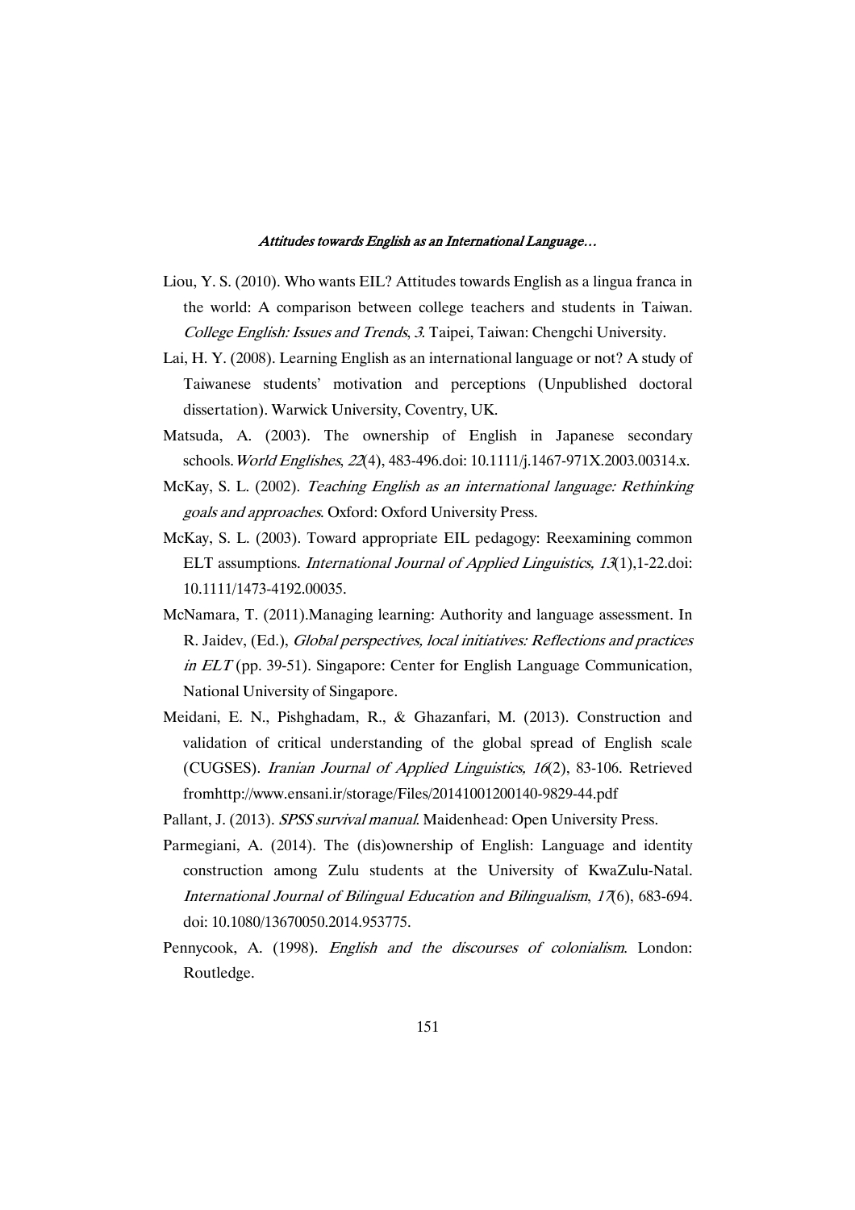Liou, Y. S. (2010). Who wants EIL? Attitudes towards English as a lingua franca in the world: A comparison between college teachers and students in Taiwan. *College English: Issues and Trends*, *3*. Taipei, Taiwan: Chengchi University.

Lai, H. Y. (2008). Learning English as an international language or not? A study of Taiwanese students' motivation and perceptions (Unpublished doctoral dissertation). Warwick University, Coventry, UK.

Matsuda, A. (2003). The ownership of English in Japanese secondary schools. *World Englishes*, *22*(4), 483-496.doi: 10.1111/j.1467-971X.2003.00314.x.

McKay, S. L. (2002). *Teaching English as an international language: Rethinking goals and approaches*. Oxford: Oxford University Press.

McKay, S. L. (2003). Toward appropriate EIL pedagogy: Reexamining common ELT assumptions. *International Journal of Applied Linguistics, 13*(1),1-22.doi: 10.1111/1473-4192.00035.

McNamara, T. (2011).Managing learning: Authority and language assessment. In R. Jaidev, (Ed.), *Global perspectives, local initiatives: Reflections and practices in ELT* (pp. 39-51). Singapore: Center for English Language Communication, National University of Singapore.

Meidani, E. N., Pishghadam, R., & Ghazanfari, M. (2013). Construction and validation of critical understanding of the global spread of English scale (CUGSES). *Iranian Journal of Applied Linguistics, 16*(2), 83-106. Retrieved fromhttp://www.ensani.ir/storage/Files/20141001200140-9829-44.pdf

Pallant, J. (2013). *SPSS survival manual*. Maidenhead: Open University Press.

Parmegiani, A. (2014). The (dis)ownership of English: Language and identity construction among Zulu students at the University of KwaZulu-Natal. *International Journal of Bilingual Education and Bilingualism*, *17*(6), 683-694. doi: 10.1080/13670050.2014.953775.

Pennycook, A. (1998). *English and the discourses of colonialism*. London: Routledge.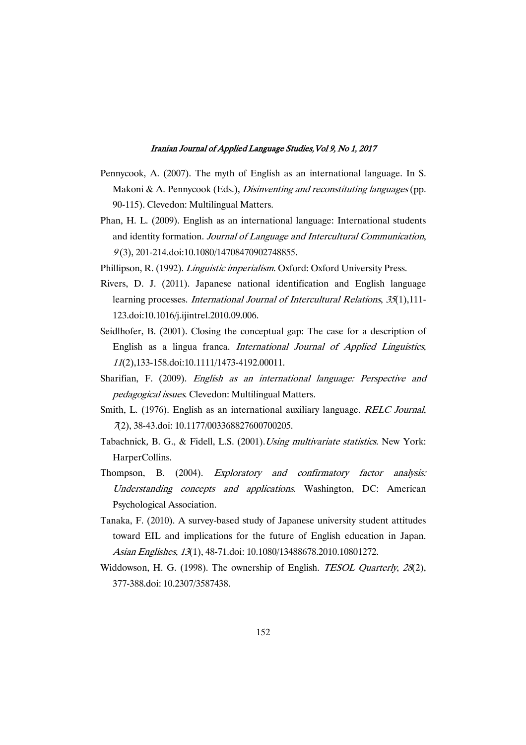Pennycook, A. (2007). The myth of English as an international language. In S. Makoni & A. Pennycook (Eds.), *Disinventing and reconstituting languages* (pp. 90-115). Clevedon: Multilingual Matters.

Phan, H. L. (2009). English as an international language: International students and identity formation. *Journal of Language and Intercultural Communication*, *9* (3), 201-214.doi:10.1080/14708470902748855.

Phillipson, R. (1992). *Linguistic imperialism*. Oxford: Oxford University Press.

Rivers, D. J. (2011). Japanese national identification and English language learning processes. *International Journal of Intercultural Relations*, *35*(1),111-123.doi:10.1016/j.ijintrel.2010.09.006.

Seidlhofer, B. (2001). Closing the conceptual gap: The case for a description of English as a lingua franca. *International Journal of Applied Linguistics*, *11*(2),133-158.doi:10.1111/1473-4192.00011.

Sharifian, F. (2009). *English as an international language: Perspective and pedagogical issues*. Clevedon: Multilingual Matters.

Smith, L. (1976). English as an international auxiliary language. *RELC Journal*, *7*(2), 38-43.doi: 10.1177/003368827600700205.

Tabachnick, B. G., & Fidell, L.S. (2001). *Using multivariate statistics*. New York: HarperCollins.

Thompson, B. (2004). *Exploratory and confirmatory factor analysis: Understanding concepts and applications*. Washington, DC: American Psychological Association.

Tanaka, F. (2010). A survey-based study of Japanese university student attitudes toward EIL and implications for the future of English education in Japan. *Asian Englishes*, *13*(1), 48-71.doi: 10.1080/13488678.2010.10801272.

Widdowson, H. G. (1998). The ownership of English. *TESOL Quarterly*, *28*(2), 377-388.doi: 10.2307/3587438.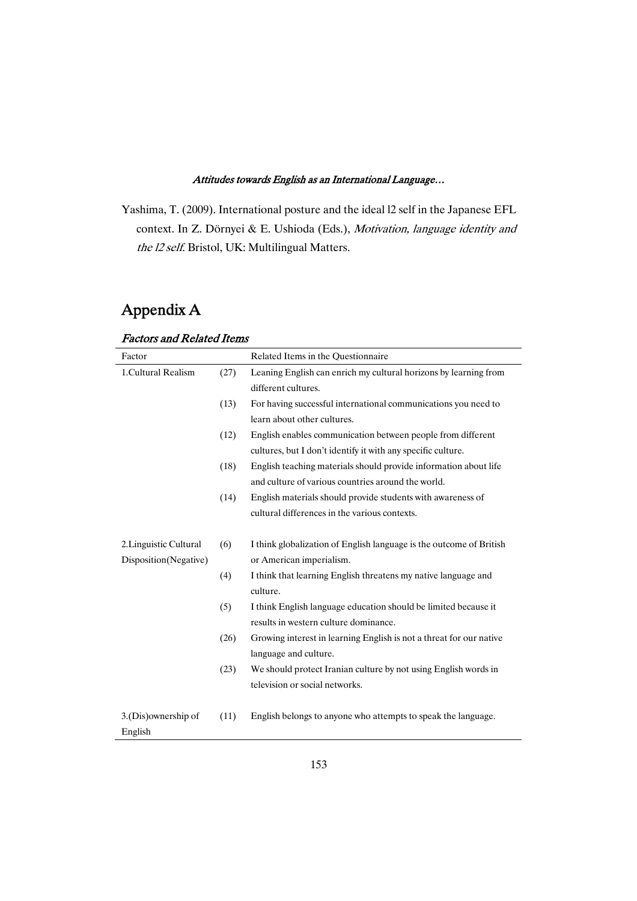Yashima, T. (2009). International posture and the ideal l2 self in the Japanese EFL context. In Z. Dörnyei & E. Ushioda (Eds.), *Motivation, language identity and the l2 self.* Bristol, UK: Multilingual Matters.

# Appendix A

### *Factors and Related Items*

| Factor | | Related Items in the Questionnaire |
|---|---|---|
| 1.Cultural Realism | (27) | Leaning English can enrich my cultural horizons by learning from different cultures. |
| | (13) | For having successful international communications you need to learn about other cultures. |
| | (12) | English enables communication between people from different cultures, but I don't identify it with any specific culture. |
| | (18) | English teaching materials should provide information about life and culture of various countries around the world. |
| | (14) | English materials should provide students with awareness of cultural differences in the various contexts. |
| 2.Linguistic Cultural Disposition(Negative) | (6) | I think globalization of English language is the outcome of British or American imperialism. |
| | (4) | I think that learning English threatens my native language and culture. |
| | (5) | I think English language education should be limited because it results in western culture dominance. |
| | (26) | Growing interest in learning English is not a threat for our native language and culture. |
| | (23) | We should protect Iranian culture by not using English words in television or social networks. |
| 3.(Dis)ownership of English | (11) | English belongs to anyone who attempts to speak the language. |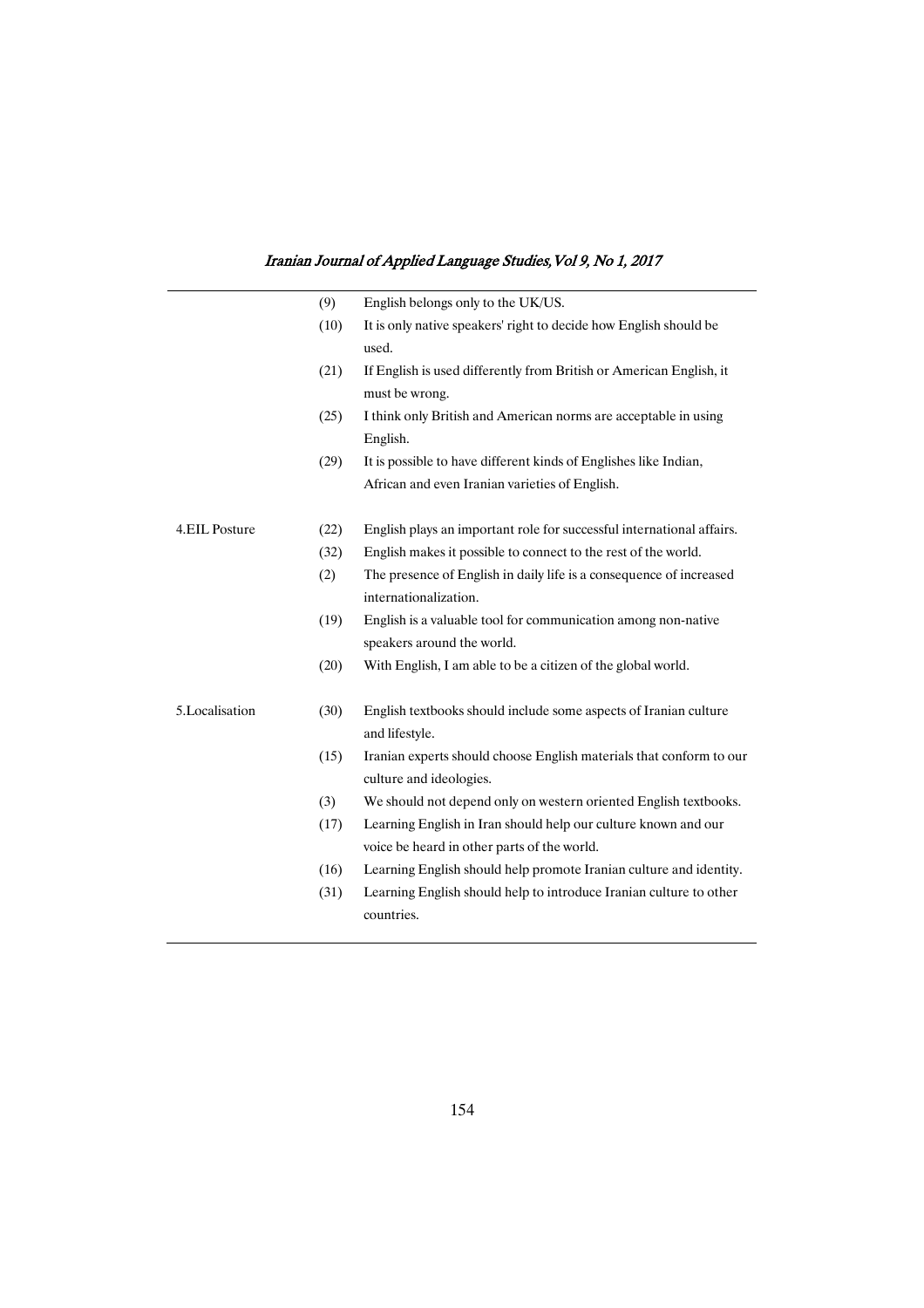| | | |
|---|---|---|
| | (9) | English belongs only to the UK/US. |
| | (10) | It is only native speakers' right to decide how English should be used. |
| | (21) | If English is used differently from British or American English, it must be wrong. |
| | (25) | I think only British and American norms are acceptable in using English. |
| | (29) | It is possible to have different kinds of Englishes like Indian, African and even Iranian varieties of English. |
| 4.EIL Posture | (22) | English plays an important role for successful international affairs. |
| | (32) | English makes it possible to connect to the rest of the world. |
| | (2) | The presence of English in daily life is a consequence of increased internationalization. |
| | (19) | English is a valuable tool for communication among non-native speakers around the world. |
| | (20) | With English, I am able to be a citizen of the global world. |
| 5.Localisation | (30) | English textbooks should include some aspects of Iranian culture and lifestyle. |
| | (15) | Iranian experts should choose English materials that conform to our culture and ideologies. |
| | (3) | We should not depend only on western oriented English textbooks. |
| | (17) | Learning English in Iran should help our culture known and our voice be heard in other parts of the world. |
| | (16) | Learning English should help promote Iranian culture and identity. |
| | (31) | Learning English should help to introduce Iranian culture to other countries. |